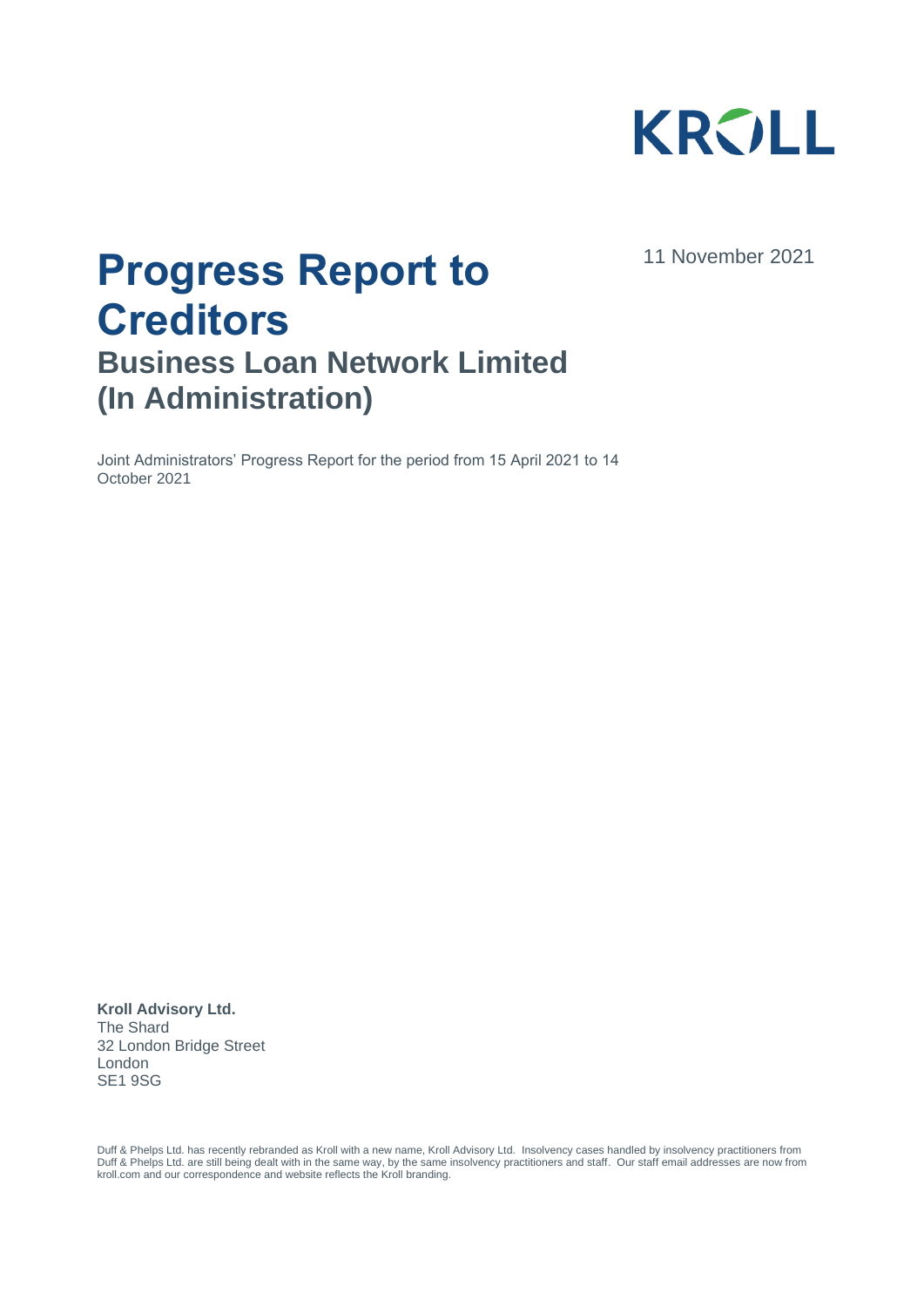KROLL

11 November 2021

# Progress Report to Creditors

## Business Loan Network Limited (In Administration)

Joint Administrators' Progress Report for the period from 15 April 2021 to 14 October 2021

**Kroll Advisory Ltd.**
The Shard
32 London Bridge Street
London
SE1 9SG

Duff & Phelps Ltd. has recently rebranded as Kroll with a new name, Kroll Advisory Ltd. Insolvency cases handled by insolvency practitioners from Duff & Phelps Ltd. are still being dealt with in the same way, by the same insolvency practitioners and staff. Our staff email addresses are now from kroll.com and our correspondence and website reflects the Kroll branding.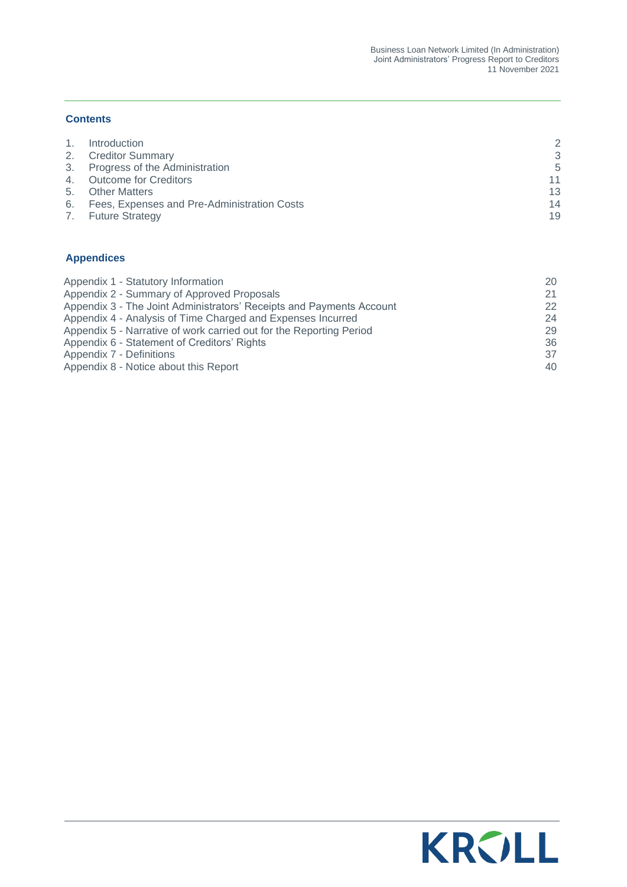## Contents

| | | |
|---|---|---|
| 1. | Introduction | 2 |
| 2. | Creditor Summary | 3 |
| 3. | Progress of the Administration | 5 |
| 4. | Outcome for Creditors | 11 |
| 5. | Other Matters | 13 |
| 6. | Fees, Expenses and Pre-Administration Costs | 14 |
| 7. | Future Strategy | 19 |

## Appendices

| | |
|---|---|
| Appendix 1 - Statutory Information | 20 |
| Appendix 2 - Summary of Approved Proposals | 21 |
| Appendix 3 - The Joint Administrators' Receipts and Payments Account | 22 |
| Appendix 4 - Analysis of Time Charged and Expenses Incurred | 24 |
| Appendix 5 - Narrative of work carried out for the Reporting Period | 29 |
| Appendix 6 - Statement of Creditors' Rights | 36 |
| Appendix 7 - Definitions | 37 |
| Appendix 8 - Notice about this Report | 40 |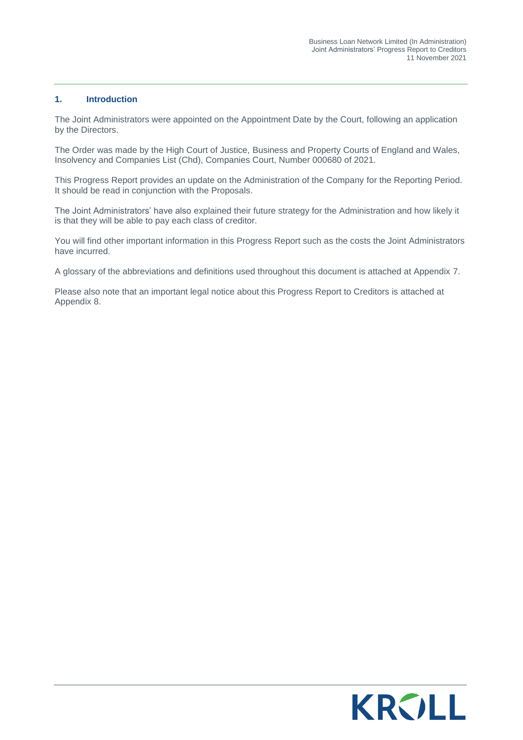## 1. Introduction

The Joint Administrators were appointed on the Appointment Date by the Court, following an application by the Directors.

The Order was made by the High Court of Justice, Business and Property Courts of England and Wales, Insolvency and Companies List (Chd), Companies Court, Number 000680 of 2021.

This Progress Report provides an update on the Administration of the Company for the Reporting Period. It should be read in conjunction with the Proposals.

The Joint Administrators' have also explained their future strategy for the Administration and how likely it is that they will be able to pay each class of creditor.

You will find other important information in this Progress Report such as the costs the Joint Administrators have incurred.

A glossary of the abbreviations and definitions used throughout this document is attached at Appendix 7.

Please also note that an important legal notice about this Progress Report to Creditors is attached at Appendix 8.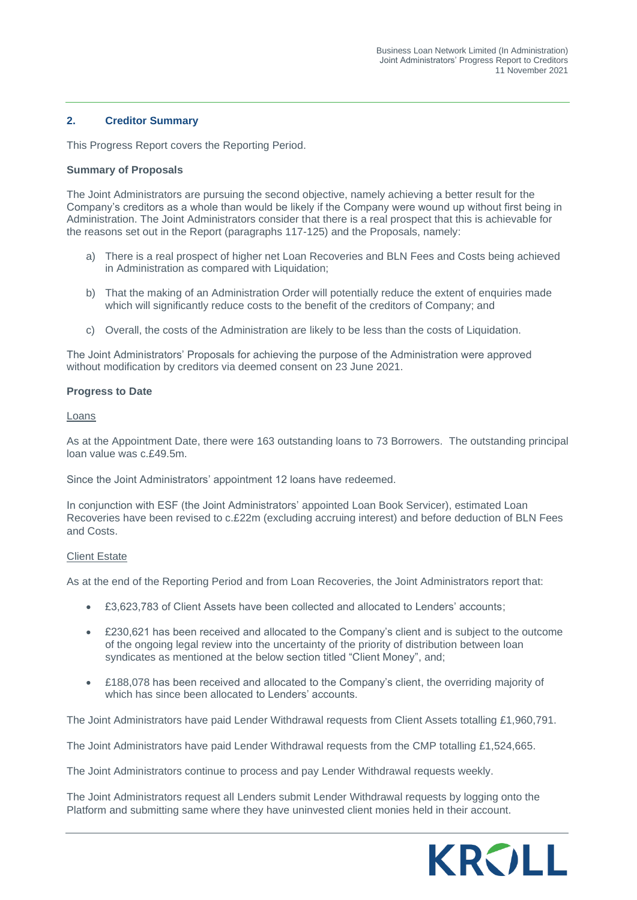## 2. Creditor Summary

This Progress Report covers the Reporting Period.

**Summary of Proposals**

The Joint Administrators are pursuing the second objective, namely achieving a better result for the Company's creditors as a whole than would be likely if the Company were wound up without first being in Administration. The Joint Administrators consider that there is a real prospect that this is achievable for the reasons set out in the Report (paragraphs 117-125) and the Proposals, namely:

a) There is a real prospect of higher net Loan Recoveries and BLN Fees and Costs being achieved in Administration as compared with Liquidation;

b) That the making of an Administration Order will potentially reduce the extent of enquiries made which will significantly reduce costs to the benefit of the creditors of Company; and

c) Overall, the costs of the Administration are likely to be less than the costs of Liquidation.

The Joint Administrators' Proposals for achieving the purpose of the Administration were approved without modification by creditors via deemed consent on 23 June 2021.

**Progress to Date**

Loans

As at the Appointment Date, there were 163 outstanding loans to 73 Borrowers. The outstanding principal loan value was c.£49.5m.

Since the Joint Administrators' appointment 12 loans have redeemed.

In conjunction with ESF (the Joint Administrators' appointed Loan Book Servicer), estimated Loan Recoveries have been revised to c.£22m (excluding accruing interest) and before deduction of BLN Fees and Costs.

Client Estate

As at the end of the Reporting Period and from Loan Recoveries, the Joint Administrators report that:

- £3,623,783 of Client Assets have been collected and allocated to Lenders' accounts;
- £230,621 has been received and allocated to the Company's client and is subject to the outcome of the ongoing legal review into the uncertainty of the priority of distribution between loan syndicates as mentioned at the below section titled "Client Money", and;
- £188,078 has been received and allocated to the Company's client, the overriding majority of which has since been allocated to Lenders' accounts.

The Joint Administrators have paid Lender Withdrawal requests from Client Assets totalling £1,960,791.

The Joint Administrators have paid Lender Withdrawal requests from the CMP totalling £1,524,665.

The Joint Administrators continue to process and pay Lender Withdrawal requests weekly.

The Joint Administrators request all Lenders submit Lender Withdrawal requests by logging onto the Platform and submitting same where they have uninvested client monies held in their account.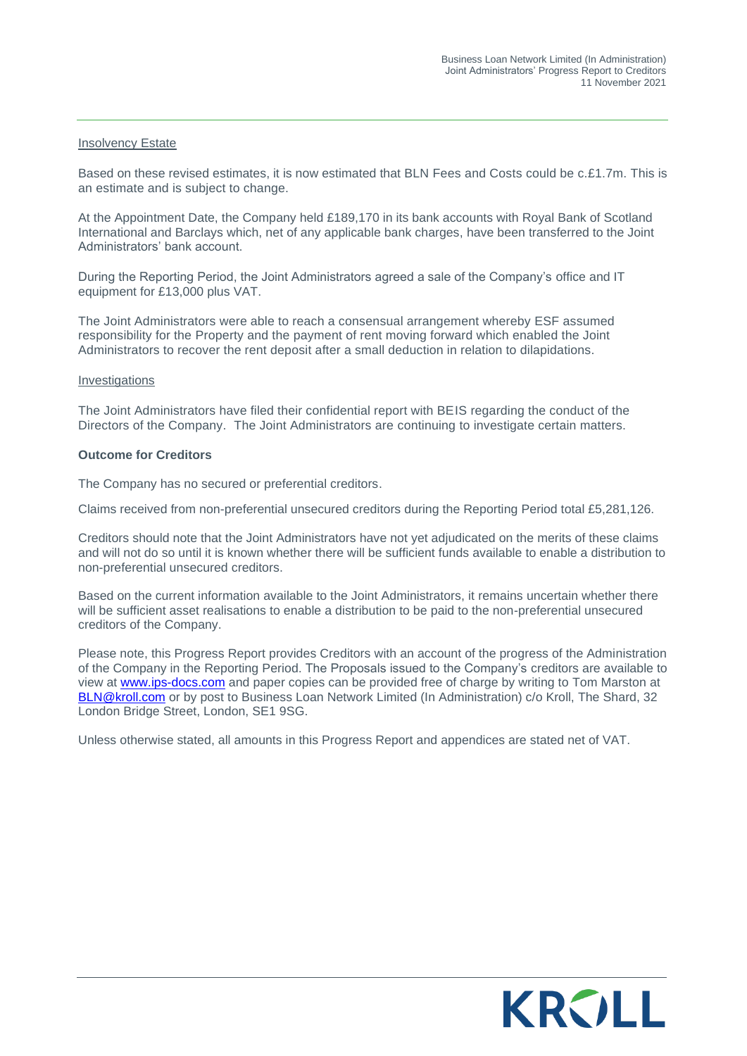Insolvency Estate

Based on these revised estimates, it is now estimated that BLN Fees and Costs could be c.£1.7m. This is an estimate and is subject to change.

At the Appointment Date, the Company held £189,170 in its bank accounts with Royal Bank of Scotland International and Barclays which, net of any applicable bank charges, have been transferred to the Joint Administrators' bank account.

During the Reporting Period, the Joint Administrators agreed a sale of the Company's office and IT equipment for £13,000 plus VAT.

The Joint Administrators were able to reach a consensual arrangement whereby ESF assumed responsibility for the Property and the payment of rent moving forward which enabled the Joint Administrators to recover the rent deposit after a small deduction in relation to dilapidations.

Investigations

The Joint Administrators have filed their confidential report with BEIS regarding the conduct of the Directors of the Company. The Joint Administrators are continuing to investigate certain matters.

**Outcome for Creditors**

The Company has no secured or preferential creditors.

Claims received from non-preferential unsecured creditors during the Reporting Period total £5,281,126.

Creditors should note that the Joint Administrators have not yet adjudicated on the merits of these claims and will not do so until it is known whether there will be sufficient funds available to enable a distribution to non-preferential unsecured creditors.

Based on the current information available to the Joint Administrators, it remains uncertain whether there will be sufficient asset realisations to enable a distribution to be paid to the non-preferential unsecured creditors of the Company.

Please note, this Progress Report provides Creditors with an account of the progress of the Administration of the Company in the Reporting Period. The Proposals issued to the Company's creditors are available to view at www.ips-docs.com and paper copies can be provided free of charge by writing to Tom Marston at BLN@kroll.com or by post to Business Loan Network Limited (In Administration) c/o Kroll, The Shard, 32 London Bridge Street, London, SE1 9SG.

Unless otherwise stated, all amounts in this Progress Report and appendices are stated net of VAT.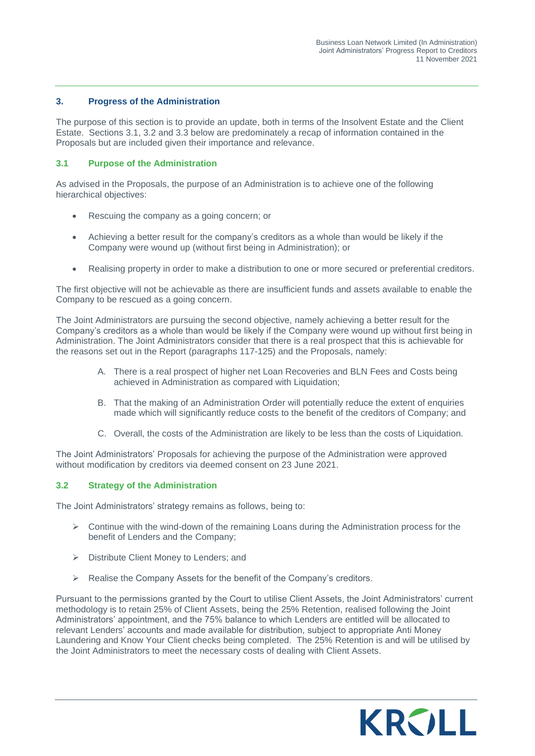## 3. Progress of the Administration

The purpose of this section is to provide an update, both in terms of the Insolvent Estate and the Client Estate. Sections 3.1, 3.2 and 3.3 below are predominately a recap of information contained in the Proposals but are included given their importance and relevance.

### 3.1 Purpose of the Administration

As advised in the Proposals, the purpose of an Administration is to achieve one of the following hierarchical objectives:

- Rescuing the company as a going concern; or
- Achieving a better result for the company's creditors as a whole than would be likely if the Company were wound up (without first being in Administration); or
- Realising property in order to make a distribution to one or more secured or preferential creditors.

The first objective will not be achievable as there are insufficient funds and assets available to enable the Company to be rescued as a going concern.

The Joint Administrators are pursuing the second objective, namely achieving a better result for the Company's creditors as a whole than would be likely if the Company were wound up without first being in Administration. The Joint Administrators consider that there is a real prospect that this is achievable for the reasons set out in the Report (paragraphs 117-125) and the Proposals, namely:

A. There is a real prospect of higher net Loan Recoveries and BLN Fees and Costs being achieved in Administration as compared with Liquidation;

B. That the making of an Administration Order will potentially reduce the extent of enquiries made which will significantly reduce costs to the benefit of the creditors of Company; and

C. Overall, the costs of the Administration are likely to be less than the costs of Liquidation.

The Joint Administrators' Proposals for achieving the purpose of the Administration were approved without modification by creditors via deemed consent on 23 June 2021.

### 3.2 Strategy of the Administration

The Joint Administrators' strategy remains as follows, being to:

- Continue with the wind-down of the remaining Loans during the Administration process for the benefit of Lenders and the Company;
- Distribute Client Money to Lenders; and
- Realise the Company Assets for the benefit of the Company's creditors.

Pursuant to the permissions granted by the Court to utilise Client Assets, the Joint Administrators' current methodology is to retain 25% of Client Assets, being the 25% Retention, realised following the Joint Administrators' appointment, and the 75% balance to which Lenders are entitled will be allocated to relevant Lenders' accounts and made available for distribution, subject to appropriate Anti Money Laundering and Know Your Client checks being completed. The 25% Retention is and will be utilised by the Joint Administrators to meet the necessary costs of dealing with Client Assets.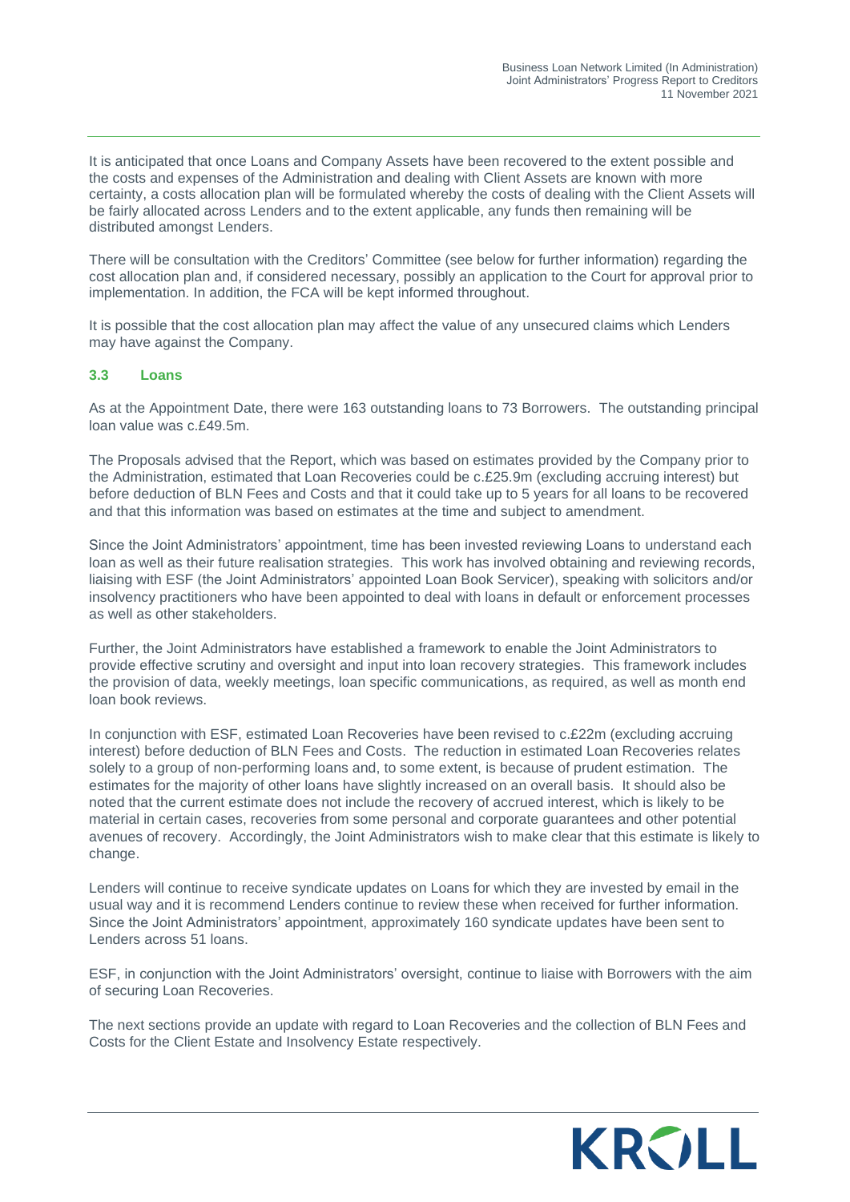It is anticipated that once Loans and Company Assets have been recovered to the extent possible and the costs and expenses of the Administration and dealing with Client Assets are known with more certainty, a costs allocation plan will be formulated whereby the costs of dealing with the Client Assets will be fairly allocated across Lenders and to the extent applicable, any funds then remaining will be distributed amongst Lenders.

There will be consultation with the Creditors' Committee (see below for further information) regarding the cost allocation plan and, if considered necessary, possibly an application to the Court for approval prior to implementation. In addition, the FCA will be kept informed throughout.

It is possible that the cost allocation plan may affect the value of any unsecured claims which Lenders may have against the Company.

### 3.3 Loans

As at the Appointment Date, there were 163 outstanding loans to 73 Borrowers. The outstanding principal loan value was c.£49.5m.

The Proposals advised that the Report, which was based on estimates provided by the Company prior to the Administration, estimated that Loan Recoveries could be c.£25.9m (excluding accruing interest) but before deduction of BLN Fees and Costs and that it could take up to 5 years for all loans to be recovered and that this information was based on estimates at the time and subject to amendment.

Since the Joint Administrators' appointment, time has been invested reviewing Loans to understand each loan as well as their future realisation strategies. This work has involved obtaining and reviewing records, liaising with ESF (the Joint Administrators' appointed Loan Book Servicer), speaking with solicitors and/or insolvency practitioners who have been appointed to deal with loans in default or enforcement processes as well as other stakeholders.

Further, the Joint Administrators have established a framework to enable the Joint Administrators to provide effective scrutiny and oversight and input into loan recovery strategies. This framework includes the provision of data, weekly meetings, loan specific communications, as required, as well as month end loan book reviews.

In conjunction with ESF, estimated Loan Recoveries have been revised to c.£22m (excluding accruing interest) before deduction of BLN Fees and Costs. The reduction in estimated Loan Recoveries relates solely to a group of non-performing loans and, to some extent, is because of prudent estimation. The estimates for the majority of other loans have slightly increased on an overall basis. It should also be noted that the current estimate does not include the recovery of accrued interest, which is likely to be material in certain cases, recoveries from some personal and corporate guarantees and other potential avenues of recovery. Accordingly, the Joint Administrators wish to make clear that this estimate is likely to change.

Lenders will continue to receive syndicate updates on Loans for which they are invested by email in the usual way and it is recommend Lenders continue to review these when received for further information. Since the Joint Administrators' appointment, approximately 160 syndicate updates have been sent to Lenders across 51 loans.

ESF, in conjunction with the Joint Administrators' oversight, continue to liaise with Borrowers with the aim of securing Loan Recoveries.

The next sections provide an update with regard to Loan Recoveries and the collection of BLN Fees and Costs for the Client Estate and Insolvency Estate respectively.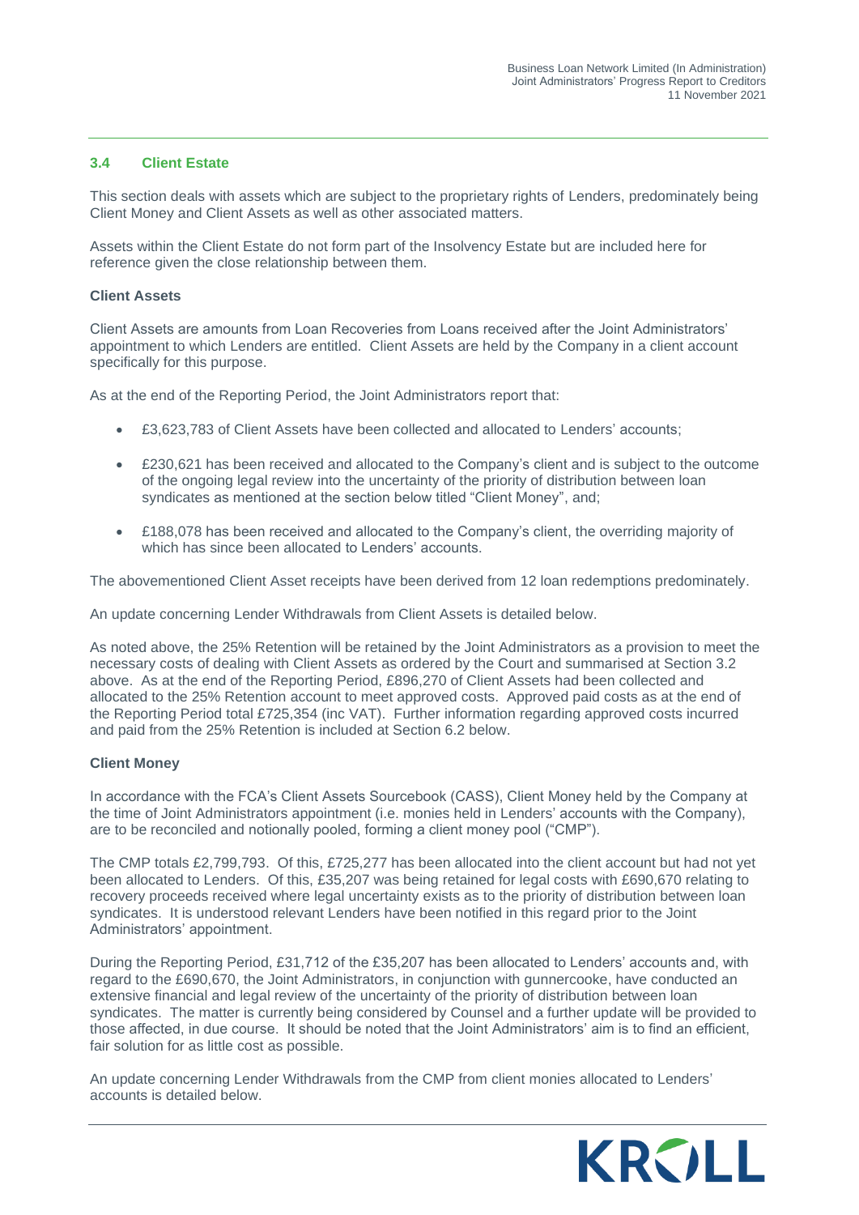### 3.4 Client Estate

This section deals with assets which are subject to the proprietary rights of Lenders, predominately being Client Money and Client Assets as well as other associated matters.

Assets within the Client Estate do not form part of the Insolvency Estate but are included here for reference given the close relationship between them.

#### Client Assets

Client Assets are amounts from Loan Recoveries from Loans received after the Joint Administrators' appointment to which Lenders are entitled. Client Assets are held by the Company in a client account specifically for this purpose.

As at the end of the Reporting Period, the Joint Administrators report that:

- £3,623,783 of Client Assets have been collected and allocated to Lenders' accounts;
- £230,621 has been received and allocated to the Company's client and is subject to the outcome of the ongoing legal review into the uncertainty of the priority of distribution between loan syndicates as mentioned at the section below titled "Client Money", and;
- £188,078 has been received and allocated to the Company's client, the overriding majority of which has since been allocated to Lenders' accounts.

The abovementioned Client Asset receipts have been derived from 12 loan redemptions predominately.

An update concerning Lender Withdrawals from Client Assets is detailed below.

As noted above, the 25% Retention will be retained by the Joint Administrators as a provision to meet the necessary costs of dealing with Client Assets as ordered by the Court and summarised at Section 3.2 above. As at the end of the Reporting Period, £896,270 of Client Assets had been collected and allocated to the 25% Retention account to meet approved costs. Approved paid costs as at the end of the Reporting Period total £725,354 (inc VAT). Further information regarding approved costs incurred and paid from the 25% Retention is included at Section 6.2 below.

#### Client Money

In accordance with the FCA's Client Assets Sourcebook (CASS), Client Money held by the Company at the time of Joint Administrators appointment (i.e. monies held in Lenders' accounts with the Company), are to be reconciled and notionally pooled, forming a client money pool ("CMP").

The CMP totals £2,799,793. Of this, £725,277 has been allocated into the client account but had not yet been allocated to Lenders. Of this, £35,207 was being retained for legal costs with £690,670 relating to recovery proceeds received where legal uncertainty exists as to the priority of distribution between loan syndicates. It is understood relevant Lenders have been notified in this regard prior to the Joint Administrators' appointment.

During the Reporting Period, £31,712 of the £35,207 has been allocated to Lenders' accounts and, with regard to the £690,670, the Joint Administrators, in conjunction with gunnercooke, have conducted an extensive financial and legal review of the uncertainty of the priority of distribution between loan syndicates. The matter is currently being considered by Counsel and a further update will be provided to those affected, in due course. It should be noted that the Joint Administrators' aim is to find an efficient, fair solution for as little cost as possible.

An update concerning Lender Withdrawals from the CMP from client monies allocated to Lenders' accounts is detailed below.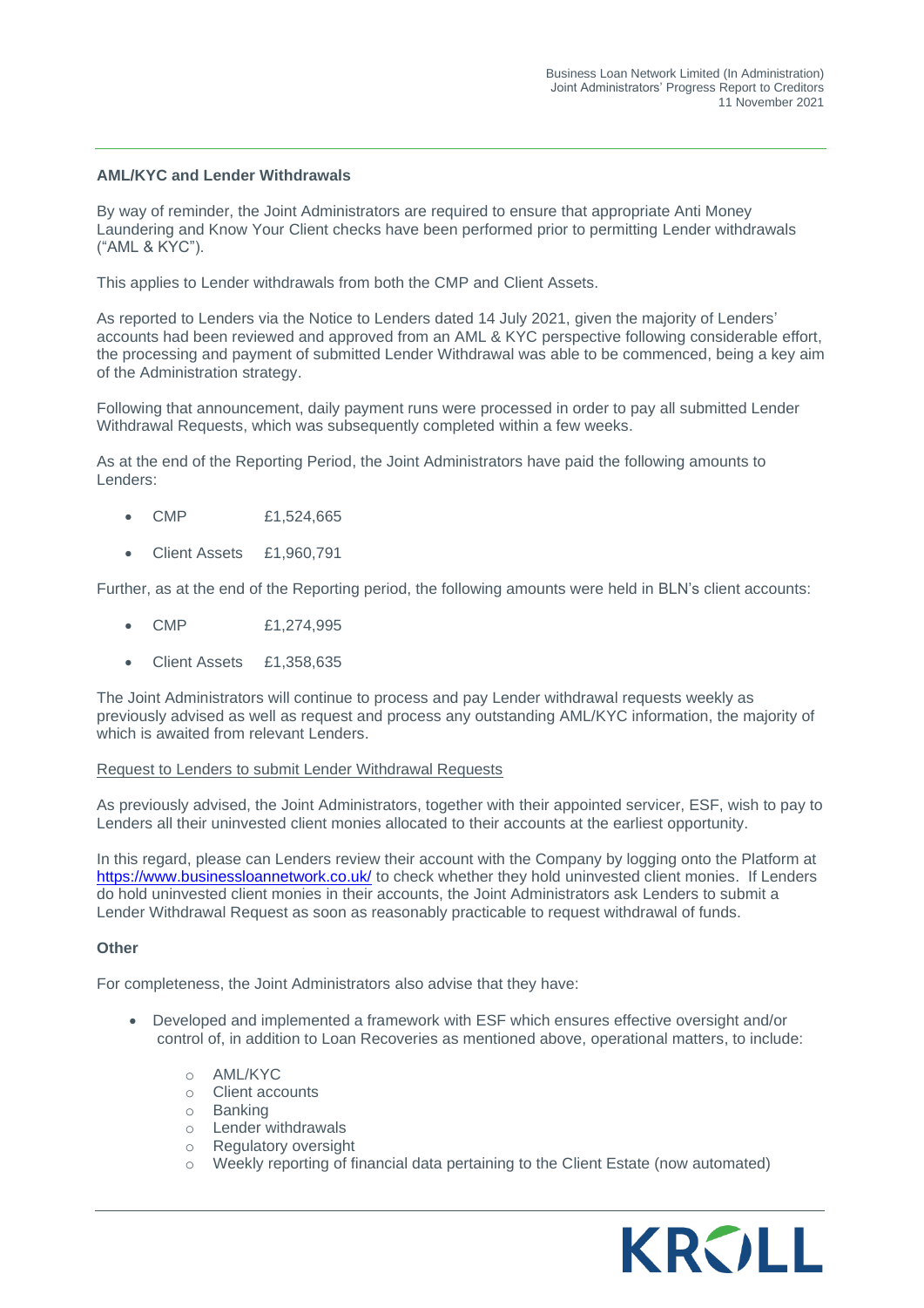### AML/KYC and Lender Withdrawals

By way of reminder, the Joint Administrators are required to ensure that appropriate Anti Money Laundering and Know Your Client checks have been performed prior to permitting Lender withdrawals ("AML & KYC").

This applies to Lender withdrawals from both the CMP and Client Assets.

As reported to Lenders via the Notice to Lenders dated 14 July 2021, given the majority of Lenders' accounts had been reviewed and approved from an AML & KYC perspective following considerable effort, the processing and payment of submitted Lender Withdrawal was able to be commenced, being a key aim of the Administration strategy.

Following that announcement, daily payment runs were processed in order to pay all submitted Lender Withdrawal Requests, which was subsequently completed within a few weeks.

As at the end of the Reporting Period, the Joint Administrators have paid the following amounts to Lenders:

- CMP £1,524,665
- Client Assets £1,960,791

Further, as at the end of the Reporting period, the following amounts were held in BLN's client accounts:

- CMP £1,274,995
- Client Assets £1,358,635

The Joint Administrators will continue to process and pay Lender withdrawal requests weekly as previously advised as well as request and process any outstanding AML/KYC information, the majority of which is awaited from relevant Lenders.

Request to Lenders to submit Lender Withdrawal Requests

As previously advised, the Joint Administrators, together with their appointed servicer, ESF, wish to pay to Lenders all their uninvested client monies allocated to their accounts at the earliest opportunity.

In this regard, please can Lenders review their account with the Company by logging onto the Platform at https://www.businessloannetwork.co.uk/ to check whether they hold uninvested client monies. If Lenders do hold uninvested client monies in their accounts, the Joint Administrators ask Lenders to submit a Lender Withdrawal Request as soon as reasonably practicable to request withdrawal of funds.

### Other

For completeness, the Joint Administrators also advise that they have:

- Developed and implemented a framework with ESF which ensures effective oversight and/or control of, in addition to Loan Recoveries as mentioned above, operational matters, to include:
  - AML/KYC
  - Client accounts
  - Banking
  - Lender withdrawals
  - Regulatory oversight
  - Weekly reporting of financial data pertaining to the Client Estate (now automated)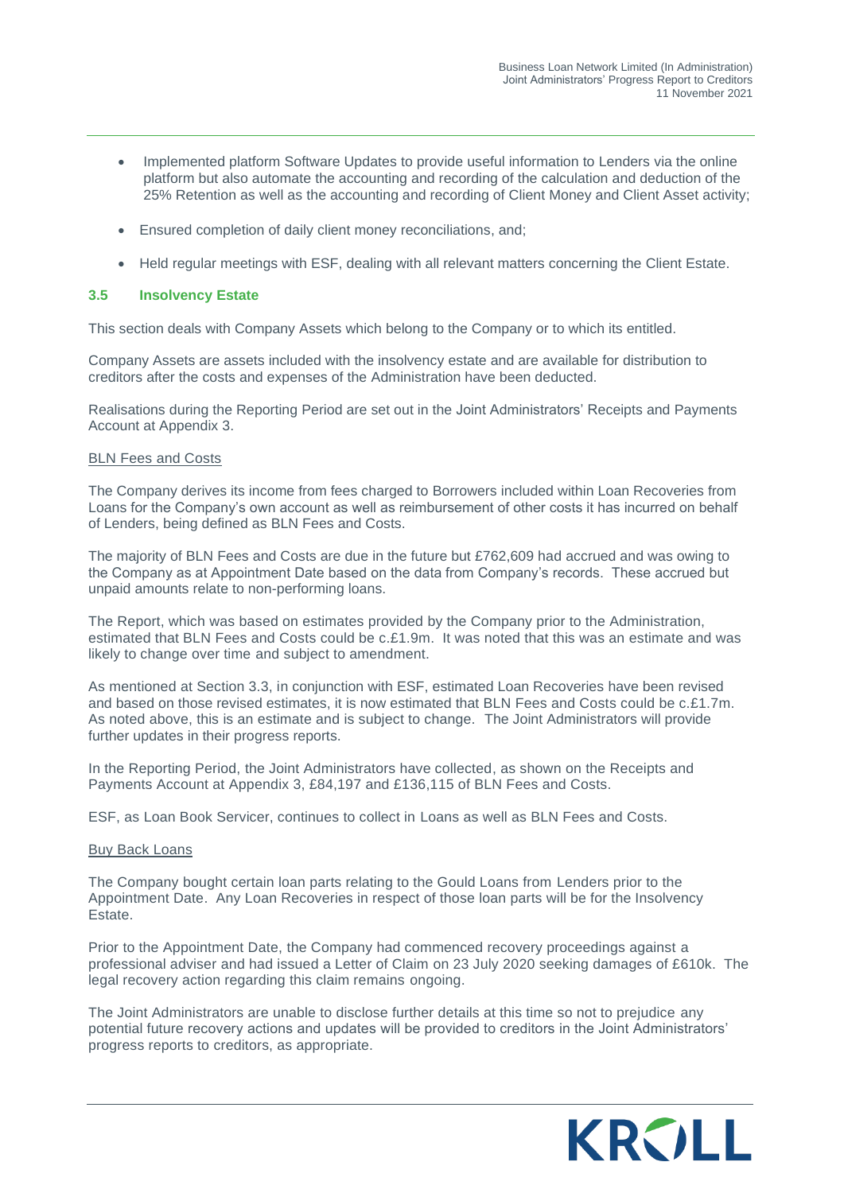- Implemented platform Software Updates to provide useful information to Lenders via the online platform but also automate the accounting and recording of the calculation and deduction of the 25% Retention as well as the accounting and recording of Client Money and Client Asset activity;

- Ensured completion of daily client money reconciliations, and;

- Held regular meetings with ESF, dealing with all relevant matters concerning the Client Estate.

### 3.5 Insolvency Estate

This section deals with Company Assets which belong to the Company or to which its entitled.

Company Assets are assets included with the insolvency estate and are available for distribution to creditors after the costs and expenses of the Administration have been deducted.

Realisations during the Reporting Period are set out in the Joint Administrators' Receipts and Payments Account at Appendix 3.

BLN Fees and Costs

The Company derives its income from fees charged to Borrowers included within Loan Recoveries from Loans for the Company's own account as well as reimbursement of other costs it has incurred on behalf of Lenders, being defined as BLN Fees and Costs.

The majority of BLN Fees and Costs are due in the future but £762,609 had accrued and was owing to the Company as at Appointment Date based on the data from Company's records. These accrued but unpaid amounts relate to non-performing loans.

The Report, which was based on estimates provided by the Company prior to the Administration, estimated that BLN Fees and Costs could be c.£1.9m. It was noted that this was an estimate and was likely to change over time and subject to amendment.

As mentioned at Section 3.3, in conjunction with ESF, estimated Loan Recoveries have been revised and based on those revised estimates, it is now estimated that BLN Fees and Costs could be c.£1.7m. As noted above, this is an estimate and is subject to change. The Joint Administrators will provide further updates in their progress reports.

In the Reporting Period, the Joint Administrators have collected, as shown on the Receipts and Payments Account at Appendix 3, £84,197 and £136,115 of BLN Fees and Costs.

ESF, as Loan Book Servicer, continues to collect in Loans as well as BLN Fees and Costs.

Buy Back Loans

The Company bought certain loan parts relating to the Gould Loans from Lenders prior to the Appointment Date. Any Loan Recoveries in respect of those loan parts will be for the Insolvency Estate.

Prior to the Appointment Date, the Company had commenced recovery proceedings against a professional adviser and had issued a Letter of Claim on 23 July 2020 seeking damages of £610k. The legal recovery action regarding this claim remains ongoing.

The Joint Administrators are unable to disclose further details at this time so not to prejudice any potential future recovery actions and updates will be provided to creditors in the Joint Administrators' progress reports to creditors, as appropriate.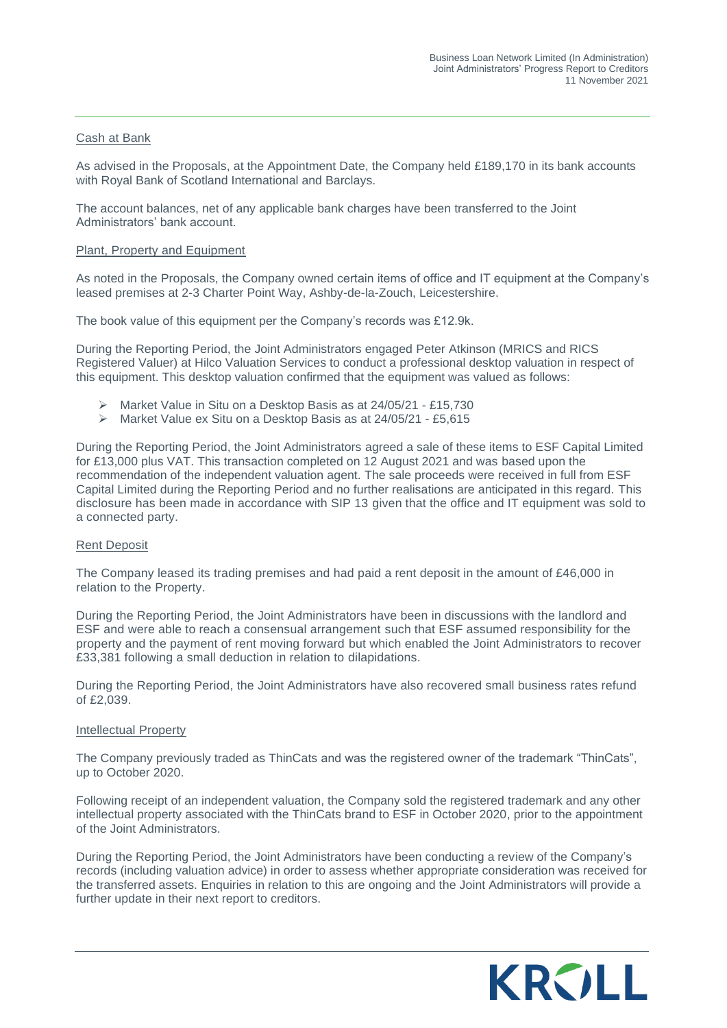Cash at Bank

As advised in the Proposals, at the Appointment Date, the Company held £189,170 in its bank accounts with Royal Bank of Scotland International and Barclays.

The account balances, net of any applicable bank charges have been transferred to the Joint Administrators' bank account.

Plant, Property and Equipment

As noted in the Proposals, the Company owned certain items of office and IT equipment at the Company's leased premises at 2-3 Charter Point Way, Ashby-de-la-Zouch, Leicestershire.

The book value of this equipment per the Company's records was £12.9k.

During the Reporting Period, the Joint Administrators engaged Peter Atkinson (MRICS and RICS Registered Valuer) at Hilco Valuation Services to conduct a professional desktop valuation in respect of this equipment. This desktop valuation confirmed that the equipment was valued as follows:

- Market Value in Situ on a Desktop Basis as at 24/05/21 - £15,730
- Market Value ex Situ on a Desktop Basis as at 24/05/21 - £5,615

During the Reporting Period, the Joint Administrators agreed a sale of these items to ESF Capital Limited for £13,000 plus VAT. This transaction completed on 12 August 2021 and was based upon the recommendation of the independent valuation agent. The sale proceeds were received in full from ESF Capital Limited during the Reporting Period and no further realisations are anticipated in this regard. This disclosure has been made in accordance with SIP 13 given that the office and IT equipment was sold to a connected party.

Rent Deposit

The Company leased its trading premises and had paid a rent deposit in the amount of £46,000 in relation to the Property.

During the Reporting Period, the Joint Administrators have been in discussions with the landlord and ESF and were able to reach a consensual arrangement such that ESF assumed responsibility for the property and the payment of rent moving forward but which enabled the Joint Administrators to recover £33,381 following a small deduction in relation to dilapidations.

During the Reporting Period, the Joint Administrators have also recovered small business rates refund of £2,039.

Intellectual Property

The Company previously traded as ThinCats and was the registered owner of the trademark "ThinCats", up to October 2020.

Following receipt of an independent valuation, the Company sold the registered trademark and any other intellectual property associated with the ThinCats brand to ESF in October 2020, prior to the appointment of the Joint Administrators.

During the Reporting Period, the Joint Administrators have been conducting a review of the Company's records (including valuation advice) in order to assess whether appropriate consideration was received for the transferred assets. Enquiries in relation to this are ongoing and the Joint Administrators will provide a further update in their next report to creditors.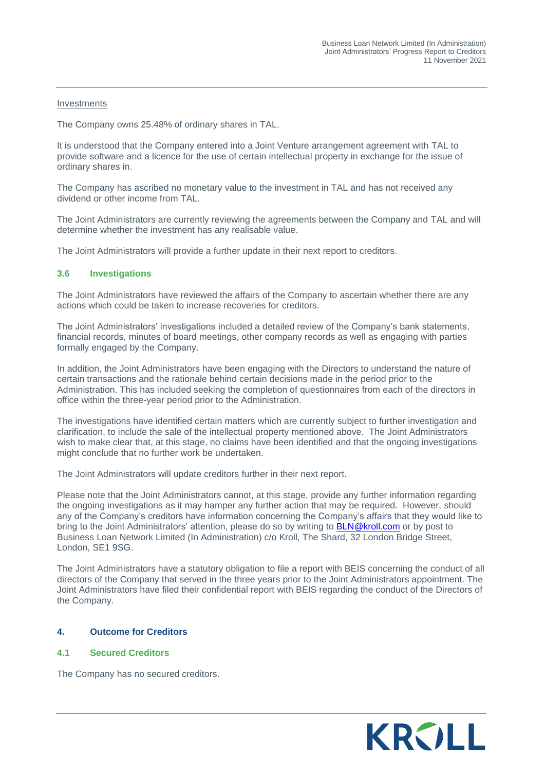Investments

The Company owns 25.48% of ordinary shares in TAL.

It is understood that the Company entered into a Joint Venture arrangement agreement with TAL to provide software and a licence for the use of certain intellectual property in exchange for the issue of ordinary shares in.

The Company has ascribed no monetary value to the investment in TAL and has not received any dividend or other income from TAL.

The Joint Administrators are currently reviewing the agreements between the Company and TAL and will determine whether the investment has any realisable value.

The Joint Administrators will provide a further update in their next report to creditors.

### 3.6 Investigations

The Joint Administrators have reviewed the affairs of the Company to ascertain whether there are any actions which could be taken to increase recoveries for creditors.

The Joint Administrators' investigations included a detailed review of the Company's bank statements, financial records, minutes of board meetings, other company records as well as engaging with parties formally engaged by the Company.

In addition, the Joint Administrators have been engaging with the Directors to understand the nature of certain transactions and the rationale behind certain decisions made in the period prior to the Administration. This has included seeking the completion of questionnaires from each of the directors in office within the three-year period prior to the Administration.

The investigations have identified certain matters which are currently subject to further investigation and clarification, to include the sale of the intellectual property mentioned above. The Joint Administrators wish to make clear that, at this stage, no claims have been identified and that the ongoing investigations might conclude that no further work be undertaken.

The Joint Administrators will update creditors further in their next report.

Please note that the Joint Administrators cannot, at this stage, provide any further information regarding the ongoing investigations as it may hamper any further action that may be required. However, should any of the Company's creditors have information concerning the Company's affairs that they would like to bring to the Joint Administrators' attention, please do so by writing to BLN@kroll.com or by post to Business Loan Network Limited (In Administration) c/o Kroll, The Shard, 32 London Bridge Street, London, SE1 9SG.

The Joint Administrators have a statutory obligation to file a report with BEIS concerning the conduct of all directors of the Company that served in the three years prior to the Joint Administrators appointment. The Joint Administrators have filed their confidential report with BEIS regarding the conduct of the Directors of the Company.

## 4. Outcome for Creditors

### 4.1 Secured Creditors

The Company has no secured creditors.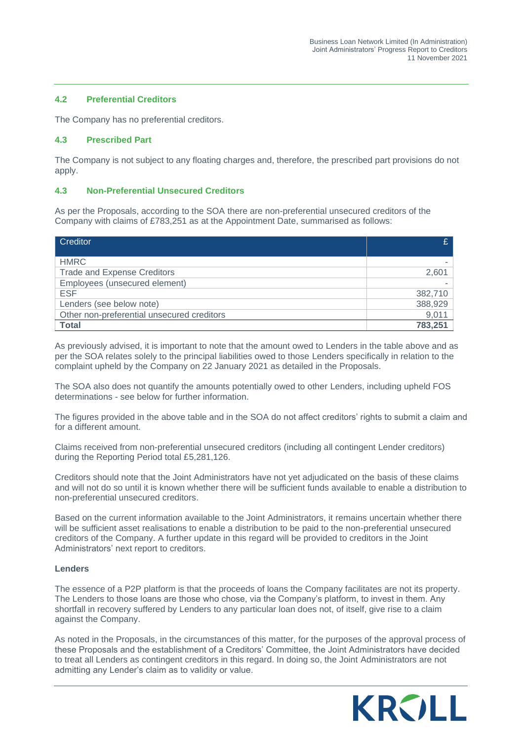### 4.2 Preferential Creditors

The Company has no preferential creditors.

### 4.3 Prescribed Part

The Company is not subject to any floating charges and, therefore, the prescribed part provisions do not apply.

### 4.3 Non-Preferential Unsecured Creditors

As per the Proposals, according to the SOA there are non-preferential unsecured creditors of the Company with claims of £783,251 as at the Appointment Date, summarised as follows:

| Creditor | £ |
|---|---|
| HMRC | - |
| Trade and Expense Creditors | 2,601 |
| Employees (unsecured element) | - |
| ESF | 382,710 |
| Lenders (see below note) | 388,929 |
| Other non-preferential unsecured creditors | 9,011 |
| **Total** | **783,251** |

As previously advised, it is important to note that the amount owed to Lenders in the table above and as per the SOA relates solely to the principal liabilities owed to those Lenders specifically in relation to the complaint upheld by the Company on 22 January 2021 as detailed in the Proposals.

The SOA also does not quantify the amounts potentially owed to other Lenders, including upheld FOS determinations - see below for further information.

The figures provided in the above table and in the SOA do not affect creditors' rights to submit a claim and for a different amount.

Claims received from non-preferential unsecured creditors (including all contingent Lender creditors) during the Reporting Period total £5,281,126.

Creditors should note that the Joint Administrators have not yet adjudicated on the basis of these claims and will not do so until it is known whether there will be sufficient funds available to enable a distribution to non-preferential unsecured creditors.

Based on the current information available to the Joint Administrators, it remains uncertain whether there will be sufficient asset realisations to enable a distribution to be paid to the non-preferential unsecured creditors of the Company. A further update in this regard will be provided to creditors in the Joint Administrators' next report to creditors.

**Lenders**

The essence of a P2P platform is that the proceeds of loans the Company facilitates are not its property. The Lenders to those loans are those who chose, via the Company's platform, to invest in them. Any shortfall in recovery suffered by Lenders to any particular loan does not, of itself, give rise to a claim against the Company.

As noted in the Proposals, in the circumstances of this matter, for the purposes of the approval process of these Proposals and the establishment of a Creditors' Committee, the Joint Administrators have decided to treat all Lenders as contingent creditors in this regard. In doing so, the Joint Administrators are not admitting any Lender's claim as to validity or value.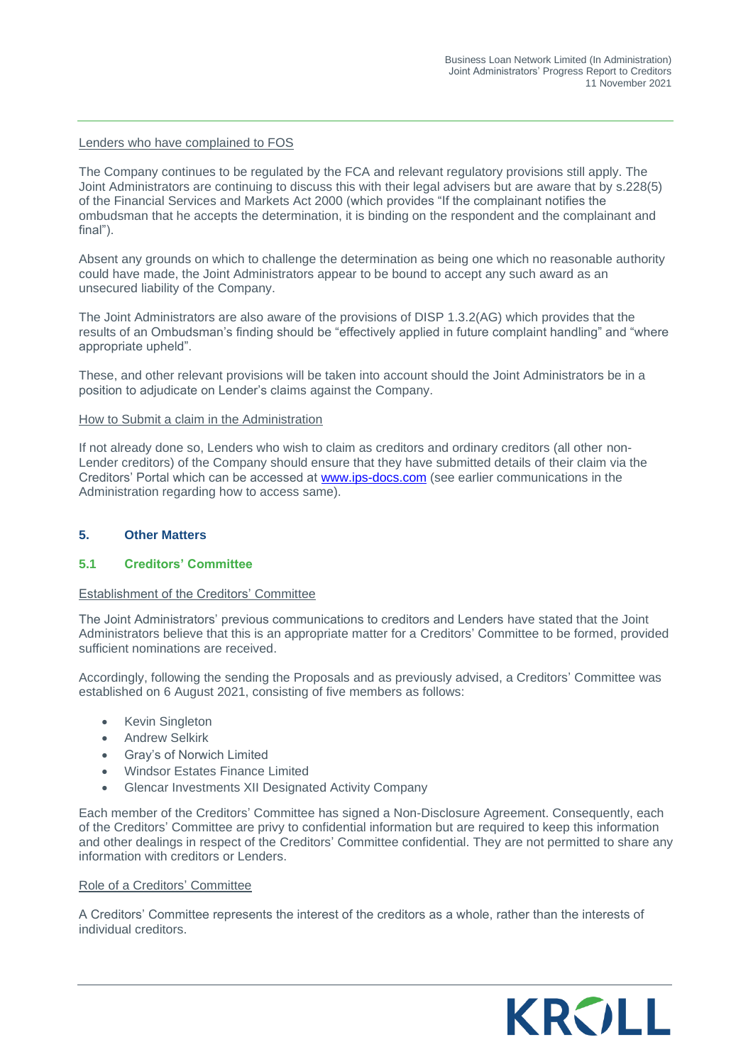Lenders who have complained to FOS

The Company continues to be regulated by the FCA and relevant regulatory provisions still apply. The Joint Administrators are continuing to discuss this with their legal advisers but are aware that by s.228(5) of the Financial Services and Markets Act 2000 (which provides "If the complainant notifies the ombudsman that he accepts the determination, it is binding on the respondent and the complainant and final").

Absent any grounds on which to challenge the determination as being one which no reasonable authority could have made, the Joint Administrators appear to be bound to accept any such award as an unsecured liability of the Company.

The Joint Administrators are also aware of the provisions of DISP 1.3.2(AG) which provides that the results of an Ombudsman's finding should be "effectively applied in future complaint handling" and "where appropriate upheld".

These, and other relevant provisions will be taken into account should the Joint Administrators be in a position to adjudicate on Lender's claims against the Company.

How to Submit a claim in the Administration

If not already done so, Lenders who wish to claim as creditors and ordinary creditors (all other non-Lender creditors) of the Company should ensure that they have submitted details of their claim via the Creditors' Portal which can be accessed at www.ips-docs.com (see earlier communications in the Administration regarding how to access same).

## 5. Other Matters

### 5.1 Creditors' Committee

Establishment of the Creditors' Committee

The Joint Administrators' previous communications to creditors and Lenders have stated that the Joint Administrators believe that this is an appropriate matter for a Creditors' Committee to be formed, provided sufficient nominations are received.

Accordingly, following the sending the Proposals and as previously advised, a Creditors' Committee was established on 6 August 2021, consisting of five members as follows:

- Kevin Singleton
- Andrew Selkirk
- Gray's of Norwich Limited
- Windsor Estates Finance Limited
- Glencar Investments XII Designated Activity Company

Each member of the Creditors' Committee has signed a Non-Disclosure Agreement. Consequently, each of the Creditors' Committee are privy to confidential information but are required to keep this information and other dealings in respect of the Creditors' Committee confidential. They are not permitted to share any information with creditors or Lenders.

Role of a Creditors' Committee

A Creditors' Committee represents the interest of the creditors as a whole, rather than the interests of individual creditors.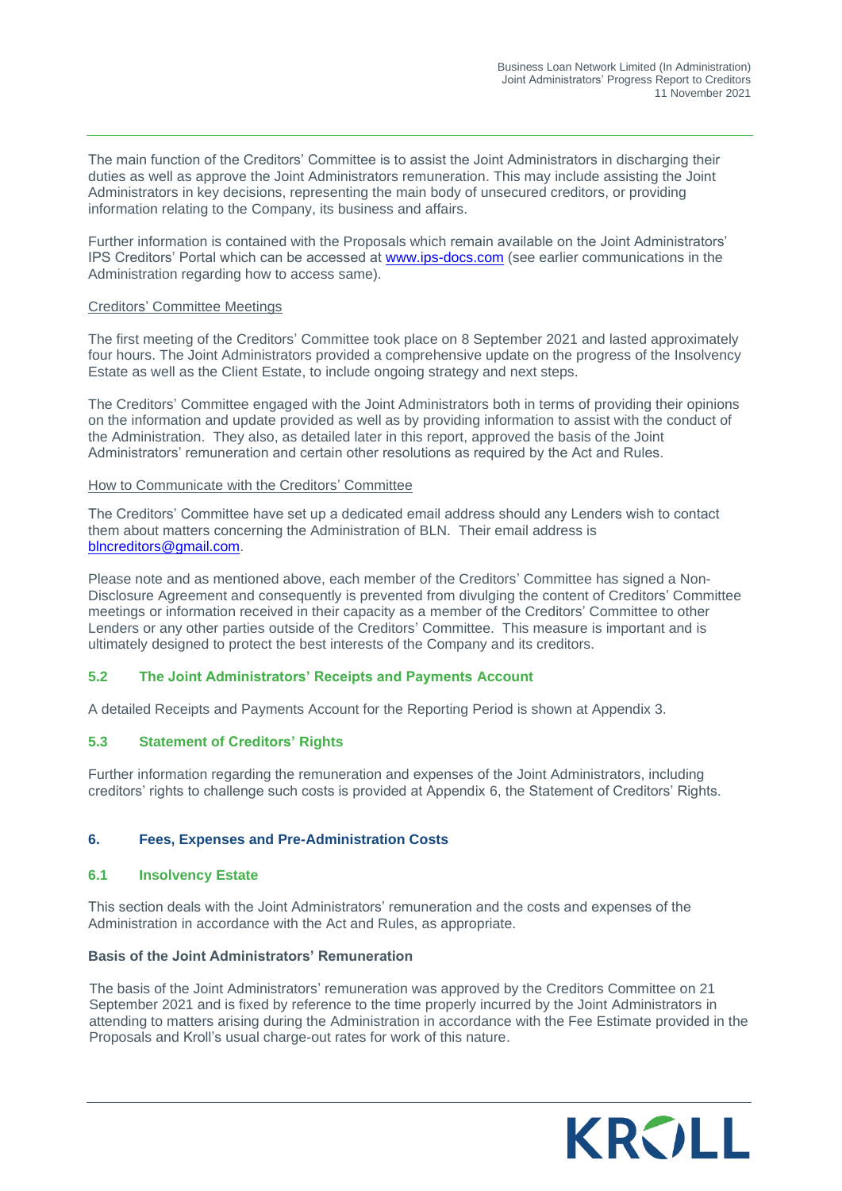The main function of the Creditors' Committee is to assist the Joint Administrators in discharging their duties as well as approve the Joint Administrators remuneration. This may include assisting the Joint Administrators in key decisions, representing the main body of unsecured creditors, or providing information relating to the Company, its business and affairs.

Further information is contained with the Proposals which remain available on the Joint Administrators' IPS Creditors' Portal which can be accessed at www.ips-docs.com (see earlier communications in the Administration regarding how to access same).

Creditors' Committee Meetings

The first meeting of the Creditors' Committee took place on 8 September 2021 and lasted approximately four hours. The Joint Administrators provided a comprehensive update on the progress of the Insolvency Estate as well as the Client Estate, to include ongoing strategy and next steps.

The Creditors' Committee engaged with the Joint Administrators both in terms of providing their opinions on the information and update provided as well as by providing information to assist with the conduct of the Administration. They also, as detailed later in this report, approved the basis of the Joint Administrators' remuneration and certain other resolutions as required by the Act and Rules.

How to Communicate with the Creditors' Committee

The Creditors' Committee have set up a dedicated email address should any Lenders wish to contact them about matters concerning the Administration of BLN. Their email address is blncreditors@gmail.com.

Please note and as mentioned above, each member of the Creditors' Committee has signed a Non-Disclosure Agreement and consequently is prevented from divulging the content of Creditors' Committee meetings or information received in their capacity as a member of the Creditors' Committee to other Lenders or any other parties outside of the Creditors' Committee. This measure is important and is ultimately designed to protect the best interests of the Company and its creditors.

### 5.2 The Joint Administrators' Receipts and Payments Account

A detailed Receipts and Payments Account for the Reporting Period is shown at Appendix 3.

### 5.3 Statement of Creditors' Rights

Further information regarding the remuneration and expenses of the Joint Administrators, including creditors' rights to challenge such costs is provided at Appendix 6, the Statement of Creditors' Rights.

## 6. Fees, Expenses and Pre-Administration Costs

### 6.1 Insolvency Estate

This section deals with the Joint Administrators' remuneration and the costs and expenses of the Administration in accordance with the Act and Rules, as appropriate.

**Basis of the Joint Administrators' Remuneration**

The basis of the Joint Administrators' remuneration was approved by the Creditors Committee on 21 September 2021 and is fixed by reference to the time properly incurred by the Joint Administrators in attending to matters arising during the Administration in accordance with the Fee Estimate provided in the Proposals and Kroll's usual charge-out rates for work of this nature.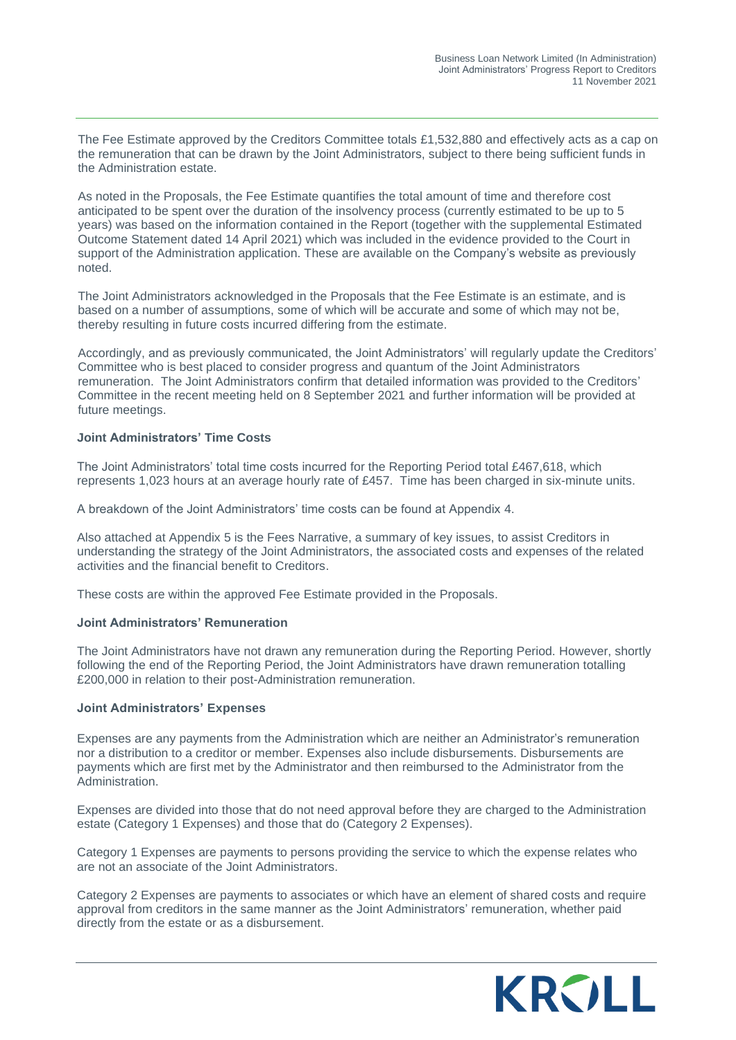The Fee Estimate approved by the Creditors Committee totals £1,532,880 and effectively acts as a cap on the remuneration that can be drawn by the Joint Administrators, subject to there being sufficient funds in the Administration estate.

As noted in the Proposals, the Fee Estimate quantifies the total amount of time and therefore cost anticipated to be spent over the duration of the insolvency process (currently estimated to be up to 5 years) was based on the information contained in the Report (together with the supplemental Estimated Outcome Statement dated 14 April 2021) which was included in the evidence provided to the Court in support of the Administration application. These are available on the Company's website as previously noted.

The Joint Administrators acknowledged in the Proposals that the Fee Estimate is an estimate, and is based on a number of assumptions, some of which will be accurate and some of which may not be, thereby resulting in future costs incurred differing from the estimate.

Accordingly, and as previously communicated, the Joint Administrators' will regularly update the Creditors' Committee who is best placed to consider progress and quantum of the Joint Administrators remuneration. The Joint Administrators confirm that detailed information was provided to the Creditors' Committee in the recent meeting held on 8 September 2021 and further information will be provided at future meetings.

**Joint Administrators' Time Costs**

The Joint Administrators' total time costs incurred for the Reporting Period total £467,618, which represents 1,023 hours at an average hourly rate of £457. Time has been charged in six-minute units.

A breakdown of the Joint Administrators' time costs can be found at Appendix 4.

Also attached at Appendix 5 is the Fees Narrative, a summary of key issues, to assist Creditors in understanding the strategy of the Joint Administrators, the associated costs and expenses of the related activities and the financial benefit to Creditors.

These costs are within the approved Fee Estimate provided in the Proposals.

**Joint Administrators' Remuneration**

The Joint Administrators have not drawn any remuneration during the Reporting Period. However, shortly following the end of the Reporting Period, the Joint Administrators have drawn remuneration totalling £200,000 in relation to their post-Administration remuneration.

**Joint Administrators' Expenses**

Expenses are any payments from the Administration which are neither an Administrator's remuneration nor a distribution to a creditor or member. Expenses also include disbursements. Disbursements are payments which are first met by the Administrator and then reimbursed to the Administrator from the Administration.

Expenses are divided into those that do not need approval before they are charged to the Administration estate (Category 1 Expenses) and those that do (Category 2 Expenses).

Category 1 Expenses are payments to persons providing the service to which the expense relates who are not an associate of the Joint Administrators.

Category 2 Expenses are payments to associates or which have an element of shared costs and require approval from creditors in the same manner as the Joint Administrators' remuneration, whether paid directly from the estate or as a disbursement.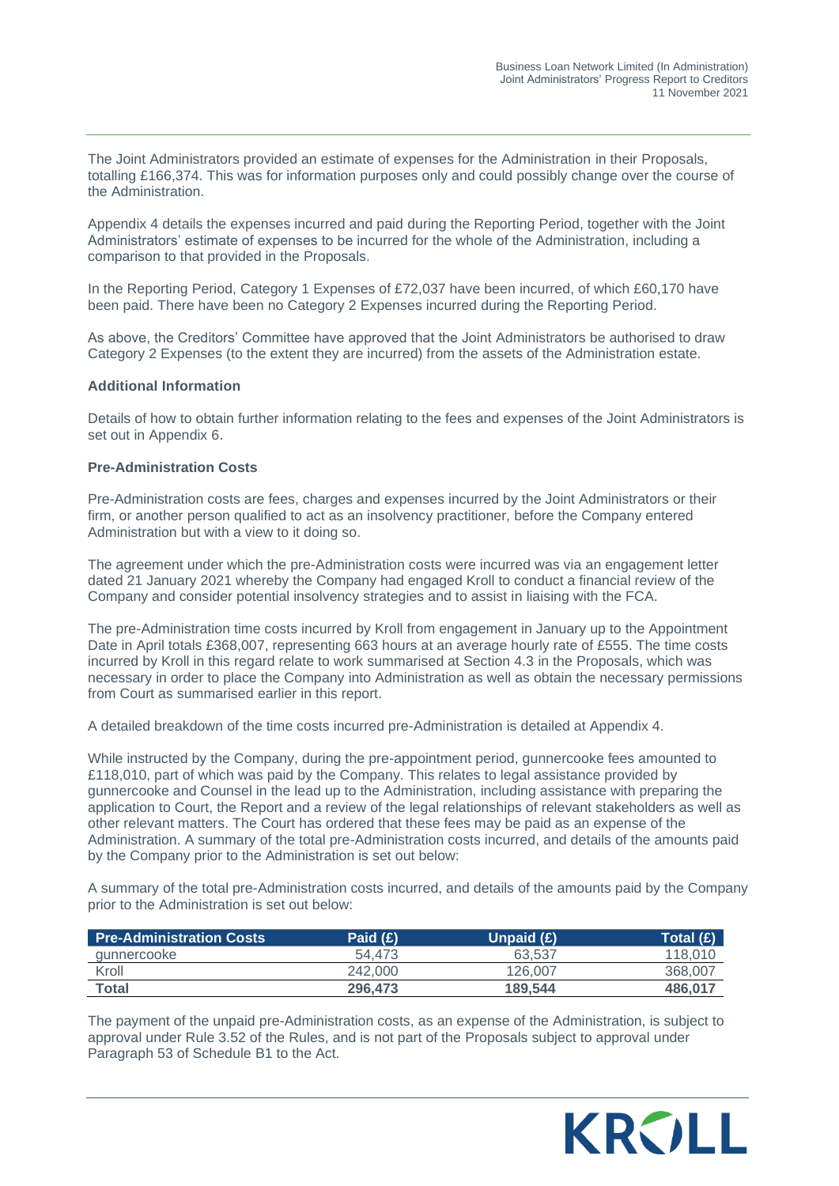The Joint Administrators provided an estimate of expenses for the Administration in their Proposals, totalling £166,374. This was for information purposes only and could possibly change over the course of the Administration.

Appendix 4 details the expenses incurred and paid during the Reporting Period, together with the Joint Administrators' estimate of expenses to be incurred for the whole of the Administration, including a comparison to that provided in the Proposals.

In the Reporting Period, Category 1 Expenses of £72,037 have been incurred, of which £60,170 have been paid. There have been no Category 2 Expenses incurred during the Reporting Period.

As above, the Creditors' Committee have approved that the Joint Administrators be authorised to draw Category 2 Expenses (to the extent they are incurred) from the assets of the Administration estate.

**Additional Information**

Details of how to obtain further information relating to the fees and expenses of the Joint Administrators is set out in Appendix 6.

**Pre-Administration Costs**

Pre-Administration costs are fees, charges and expenses incurred by the Joint Administrators or their firm, or another person qualified to act as an insolvency practitioner, before the Company entered Administration but with a view to it doing so.

The agreement under which the pre-Administration costs were incurred was via an engagement letter dated 21 January 2021 whereby the Company had engaged Kroll to conduct a financial review of the Company and consider potential insolvency strategies and to assist in liaising with the FCA.

The pre-Administration time costs incurred by Kroll from engagement in January up to the Appointment Date in April totals £368,007, representing 663 hours at an average hourly rate of £555. The time costs incurred by Kroll in this regard relate to work summarised at Section 4.3 in the Proposals, which was necessary in order to place the Company into Administration as well as obtain the necessary permissions from Court as summarised earlier in this report.

A detailed breakdown of the time costs incurred pre-Administration is detailed at Appendix 4.

While instructed by the Company, during the pre-appointment period, gunnercooke fees amounted to £118,010, part of which was paid by the Company. This relates to legal assistance provided by gunnercooke and Counsel in the lead up to the Administration, including assistance with preparing the application to Court, the Report and a review of the legal relationships of relevant stakeholders as well as other relevant matters. The Court has ordered that these fees may be paid as an expense of the Administration. A summary of the total pre-Administration costs incurred, and details of the amounts paid by the Company prior to the Administration is set out below:

A summary of the total pre-Administration costs incurred, and details of the amounts paid by the Company prior to the Administration is set out below:

| Pre-Administration Costs | Paid (£) | Unpaid (£) | Total (£) |
|---|---|---|---|
| gunnercooke | 54,473 | 63,537 | 118,010 |
| Kroll | 242,000 | 126,007 | 368,007 |
| **Total** | **296,473** | **189,544** | **486,017** |

The payment of the unpaid pre-Administration costs, as an expense of the Administration, is subject to approval under Rule 3.52 of the Rules, and is not part of the Proposals subject to approval under Paragraph 53 of Schedule B1 to the Act.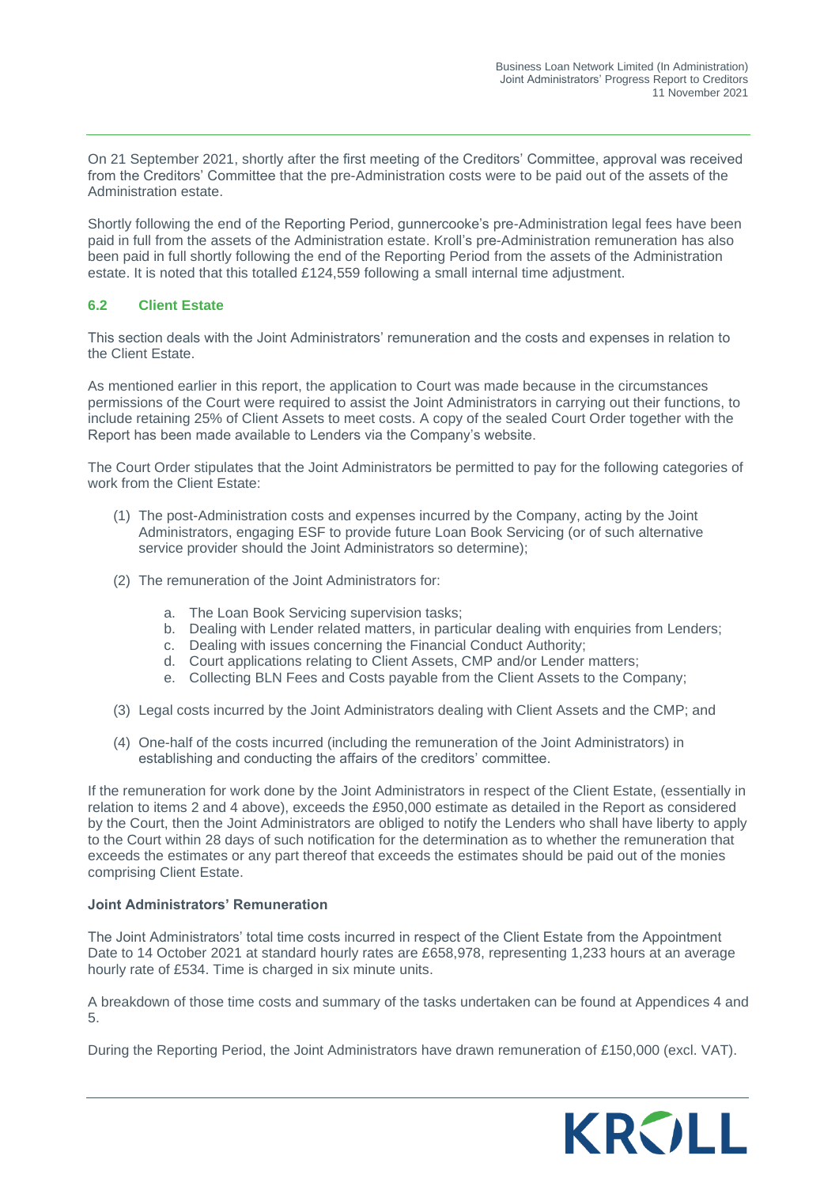On 21 September 2021, shortly after the first meeting of the Creditors' Committee, approval was received from the Creditors' Committee that the pre-Administration costs were to be paid out of the assets of the Administration estate.

Shortly following the end of the Reporting Period, gunnercooke's pre-Administration legal fees have been paid in full from the assets of the Administration estate. Kroll's pre-Administration remuneration has also been paid in full shortly following the end of the Reporting Period from the assets of the Administration estate. It is noted that this totalled £124,559 following a small internal time adjustment.

### 6.2 Client Estate

This section deals with the Joint Administrators' remuneration and the costs and expenses in relation to the Client Estate.

As mentioned earlier in this report, the application to Court was made because in the circumstances permissions of the Court were required to assist the Joint Administrators in carrying out their functions, to include retaining 25% of Client Assets to meet costs. A copy of the sealed Court Order together with the Report has been made available to Lenders via the Company's website.

The Court Order stipulates that the Joint Administrators be permitted to pay for the following categories of work from the Client Estate:

(1) The post-Administration costs and expenses incurred by the Company, acting by the Joint Administrators, engaging ESF to provide future Loan Book Servicing (or of such alternative service provider should the Joint Administrators so determine);

(2) The remuneration of the Joint Administrators for:

   a. The Loan Book Servicing supervision tasks;
   b. Dealing with Lender related matters, in particular dealing with enquiries from Lenders;
   c. Dealing with issues concerning the Financial Conduct Authority;
   d. Court applications relating to Client Assets, CMP and/or Lender matters;
   e. Collecting BLN Fees and Costs payable from the Client Assets to the Company;

(3) Legal costs incurred by the Joint Administrators dealing with Client Assets and the CMP; and

(4) One-half of the costs incurred (including the remuneration of the Joint Administrators) in establishing and conducting the affairs of the creditors' committee.

If the remuneration for work done by the Joint Administrators in respect of the Client Estate, (essentially in relation to items 2 and 4 above), exceeds the £950,000 estimate as detailed in the Report as considered by the Court, then the Joint Administrators are obliged to notify the Lenders who shall have liberty to apply to the Court within 28 days of such notification for the determination as to whether the remuneration that exceeds the estimates or any part thereof that exceeds the estimates should be paid out of the monies comprising Client Estate.

**Joint Administrators' Remuneration**

The Joint Administrators' total time costs incurred in respect of the Client Estate from the Appointment Date to 14 October 2021 at standard hourly rates are £658,978, representing 1,233 hours at an average hourly rate of £534. Time is charged in six minute units.

A breakdown of those time costs and summary of the tasks undertaken can be found at Appendices 4 and 5.

During the Reporting Period, the Joint Administrators have drawn remuneration of £150,000 (excl. VAT).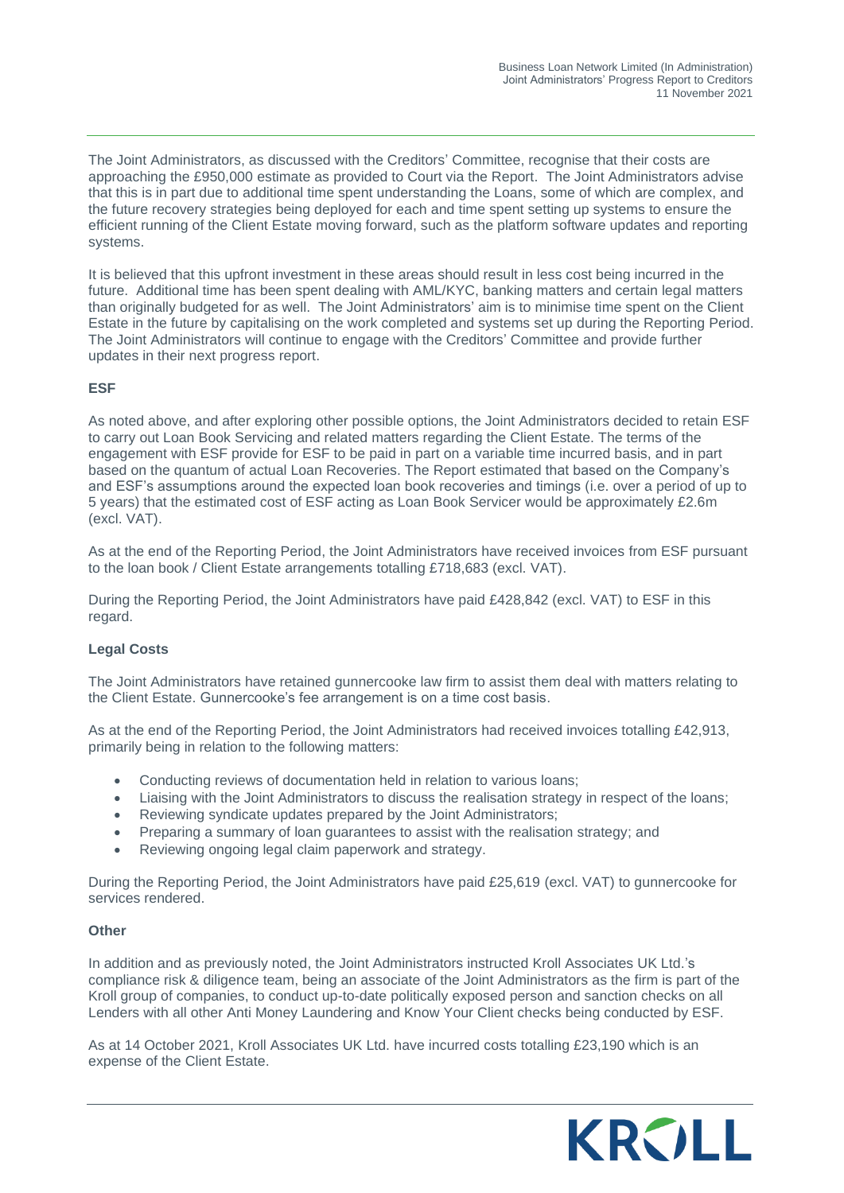The Joint Administrators, as discussed with the Creditors' Committee, recognise that their costs are approaching the £950,000 estimate as provided to Court via the Report. The Joint Administrators advise that this is in part due to additional time spent understanding the Loans, some of which are complex, and the future recovery strategies being deployed for each and time spent setting up systems to ensure the efficient running of the Client Estate moving forward, such as the platform software updates and reporting systems.

It is believed that this upfront investment in these areas should result in less cost being incurred in the future. Additional time has been spent dealing with AML/KYC, banking matters and certain legal matters than originally budgeted for as well. The Joint Administrators' aim is to minimise time spent on the Client Estate in the future by capitalising on the work completed and systems set up during the Reporting Period. The Joint Administrators will continue to engage with the Creditors' Committee and provide further updates in their next progress report.

**ESF**

As noted above, and after exploring other possible options, the Joint Administrators decided to retain ESF to carry out Loan Book Servicing and related matters regarding the Client Estate. The terms of the engagement with ESF provide for ESF to be paid in part on a variable time incurred basis, and in part based on the quantum of actual Loan Recoveries. The Report estimated that based on the Company's and ESF's assumptions around the expected loan book recoveries and timings (i.e. over a period of up to 5 years) that the estimated cost of ESF acting as Loan Book Servicer would be approximately £2.6m (excl. VAT).

As at the end of the Reporting Period, the Joint Administrators have received invoices from ESF pursuant to the loan book / Client Estate arrangements totalling £718,683 (excl. VAT).

During the Reporting Period, the Joint Administrators have paid £428,842 (excl. VAT) to ESF in this regard.

**Legal Costs**

The Joint Administrators have retained gunnercooke law firm to assist them deal with matters relating to the Client Estate. Gunnercooke's fee arrangement is on a time cost basis.

As at the end of the Reporting Period, the Joint Administrators had received invoices totalling £42,913, primarily being in relation to the following matters:

- Conducting reviews of documentation held in relation to various loans;
- Liaising with the Joint Administrators to discuss the realisation strategy in respect of the loans;
- Reviewing syndicate updates prepared by the Joint Administrators;
- Preparing a summary of loan guarantees to assist with the realisation strategy; and
- Reviewing ongoing legal claim paperwork and strategy.

During the Reporting Period, the Joint Administrators have paid £25,619 (excl. VAT) to gunnercooke for services rendered.

**Other**

In addition and as previously noted, the Joint Administrators instructed Kroll Associates UK Ltd.'s compliance risk & diligence team, being an associate of the Joint Administrators as the firm is part of the Kroll group of companies, to conduct up-to-date politically exposed person and sanction checks on all Lenders with all other Anti Money Laundering and Know Your Client checks being conducted by ESF.

As at 14 October 2021, Kroll Associates UK Ltd. have incurred costs totalling £23,190 which is an expense of the Client Estate.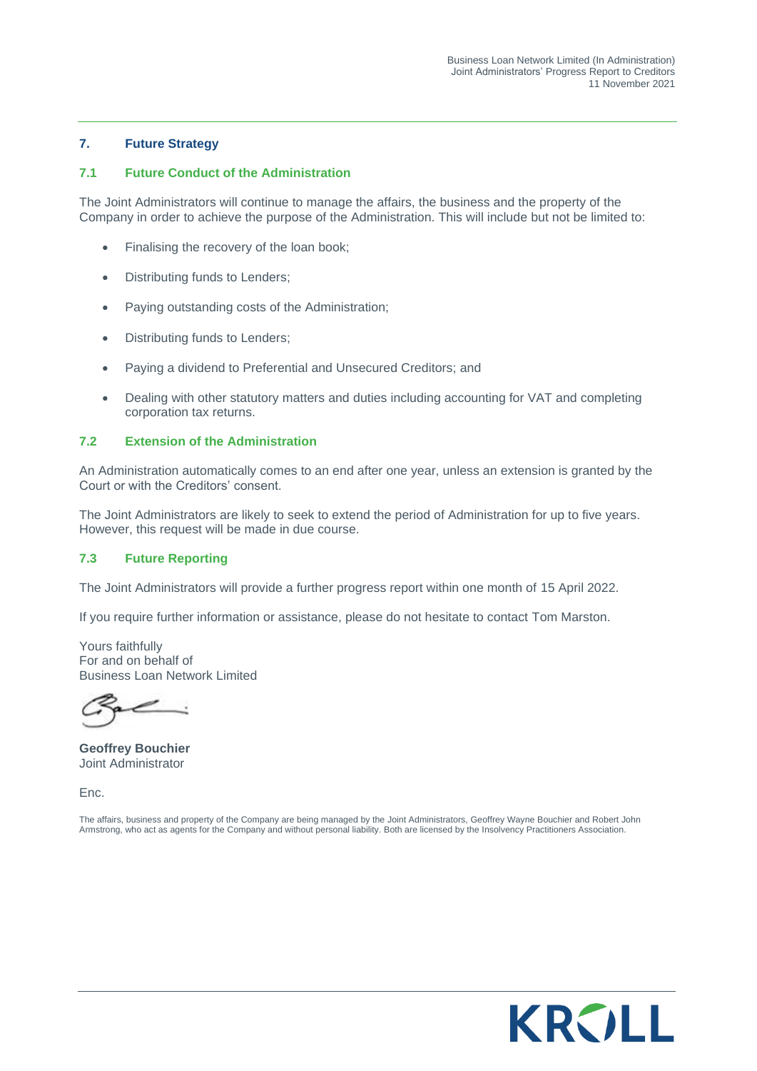## 7. Future Strategy

### 7.1 Future Conduct of the Administration

The Joint Administrators will continue to manage the affairs, the business and the property of the Company in order to achieve the purpose of the Administration. This will include but not be limited to:

- Finalising the recovery of the loan book;
- Distributing funds to Lenders;
- Paying outstanding costs of the Administration;
- Distributing funds to Lenders;
- Paying a dividend to Preferential and Unsecured Creditors; and
- Dealing with other statutory matters and duties including accounting for VAT and completing corporation tax returns.

### 7.2 Extension of the Administration

An Administration automatically comes to an end after one year, unless an extension is granted by the Court or with the Creditors' consent.

The Joint Administrators are likely to seek to extend the period of Administration for up to five years. However, this request will be made in due course.

### 7.3 Future Reporting

The Joint Administrators will provide a further progress report within one month of 15 April 2022.

If you require further information or assistance, please do not hesitate to contact Tom Marston.

Yours faithfully
For and on behalf of
Business Loan Network Limited

**Geoffrey Bouchier**
Joint Administrator

Enc.

The affairs, business and property of the Company are being managed by the Joint Administrators, Geoffrey Wayne Bouchier and Robert John Armstrong, who act as agents for the Company and without personal liability. Both are licensed by the Insolvency Practitioners Association.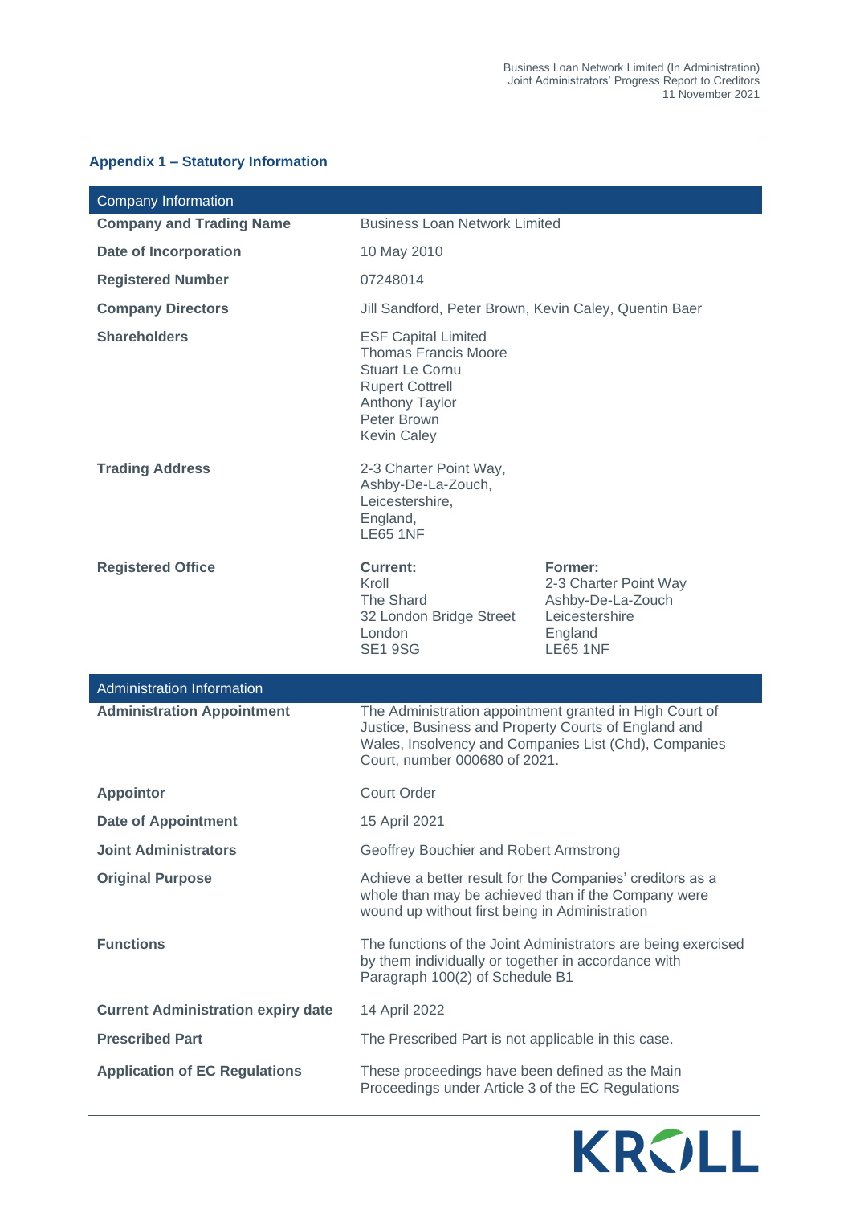## Appendix 1 – Statistical Information

| Company Information | | |
|---|---|---|
| **Company and Trading Name** | Business Loan Network Limited | |
| **Date of Incorporation** | 10 May 2010 | |
| **Registered Number** | 07248014 | |
| **Company Directors** | Jill Sandford, Peter Brown, Kevin Caley, Quentin Baer | |
| **Shareholders** | ESF Capital Limited<br>Thomas Francis Moore<br>Stuart Le Cornu<br>Rupert Cottrell<br>Anthony Taylor<br>Peter Brown<br>Kevin Caley | |
| **Trading Address** | 2-3 Charter Point Way,<br>Ashby-De-La-Zouch,<br>Leicestershire,<br>England,<br>LE65 1NF | |
| **Registered Office** | **Current:**<br>Kroll<br>The Shard<br>32 London Bridge Street<br>London<br>SE1 9SG | **Former:**<br>2-3 Charter Point Way<br>Ashby-De-La-Zouch<br>Leicestershire<br>England<br>LE65 1NF |

| Administration Information | |
|---|---|
| **Administration Appointment** | The Administration appointment granted in High Court of Justice, Business and Property Courts of England and Wales, Insolvency and Companies List (Chd), Companies Court, number 000680 of 2021. |
| **Appointor** | Court Order |
| **Date of Appointment** | 15 April 2021 |
| **Joint Administrators** | Geoffrey Bouchier and Robert Armstrong |
| **Original Purpose** | Achieve a better result for the Companies' creditors as a whole than may be achieved than if the Company were wound up without first being in Administration |
| **Functions** | The functions of the Joint Administrators are being exercised by them individually or together in accordance with Paragraph 100(2) of Schedule B1 |
| **Current Administration expiry date** | 14 April 2022 |
| **Prescribed Part** | The Prescribed Part is not applicable in this case. |
| **Application of EC Regulations** | These proceedings have been defined as the Main Proceedings under Article 3 of the EC Regulations |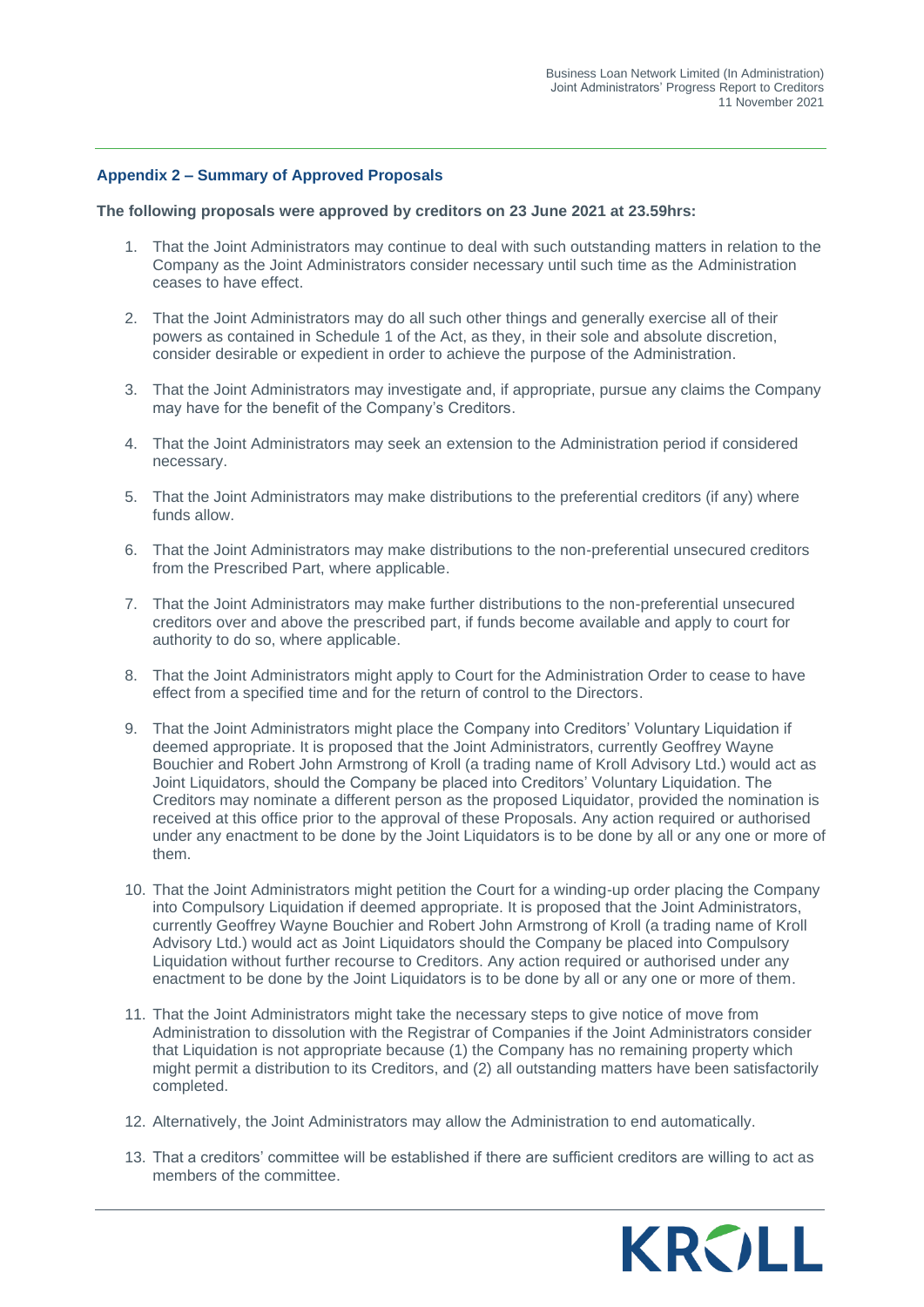## Appendix 2 – Summary of Approved Proposals

**The following proposals were approved by creditors on 23 June 2021 at 23.59hrs:**

1. That the Joint Administrators may continue to deal with such outstanding matters in relation to the Company as the Joint Administrators consider necessary until such time as the Administration ceases to have effect.

2. That the Joint Administrators may do all such other things and generally exercise all of their powers as contained in Schedule 1 of the Act, as they, in their sole and absolute discretion, consider desirable or expedient in order to achieve the purpose of the Administration.

3. That the Joint Administrators may investigate and, if appropriate, pursue any claims the Company may have for the benefit of the Company's Creditors.

4. That the Joint Administrators may seek an extension to the Administration period if considered necessary.

5. That the Joint Administrators may make distributions to the preferential creditors (if any) where funds allow.

6. That the Joint Administrators may make distributions to the non-preferential unsecured creditors from the Prescribed Part, where applicable.

7. That the Joint Administrators may make further distributions to the non-preferential unsecured creditors over and above the prescribed part, if funds become available and apply to court for authority to do so, where applicable.

8. That the Joint Administrators might apply to Court for the Administration Order to cease to have effect from a specified time and for the return of control to the Directors.

9. That the Joint Administrators might place the Company into Creditors' Voluntary Liquidation if deemed appropriate. It is proposed that the Joint Administrators, currently Geoffrey Wayne Bouchier and Robert John Armstrong of Kroll (a trading name of Kroll Advisory Ltd.) would act as Joint Liquidators, should the Company be placed into Creditors' Voluntary Liquidation. The Creditors may nominate a different person as the proposed Liquidator, provided the nomination is received at this office prior to the approval of these Proposals. Any action required or authorised under any enactment to be done by the Joint Liquidators is to be done by all or any one or more of them.

10. That the Joint Administrators might petition the Court for a winding-up order placing the Company into Compulsory Liquidation if deemed appropriate. It is proposed that the Joint Administrators, currently Geoffrey Wayne Bouchier and Robert John Armstrong of Kroll (a trading name of Kroll Advisory Ltd.) would act as Joint Liquidators should the Company be placed into Compulsory Liquidation without further recourse to Creditors. Any action required or authorised under any enactment to be done by the Joint Liquidators is to be done by all or any one or more of them.

11. That the Joint Administrators might take the necessary steps to give notice of move from Administration to dissolution with the Registrar of Companies if the Joint Administrators consider that Liquidation is not appropriate because (1) the Company has no remaining property which might permit a distribution to its Creditors, and (2) all outstanding matters have been satisfactorily completed.

12. Alternatively, the Joint Administrators may allow the Administration to end automatically.

13. That a creditors' committee will be established if there are sufficient creditors are willing to act as members of the committee.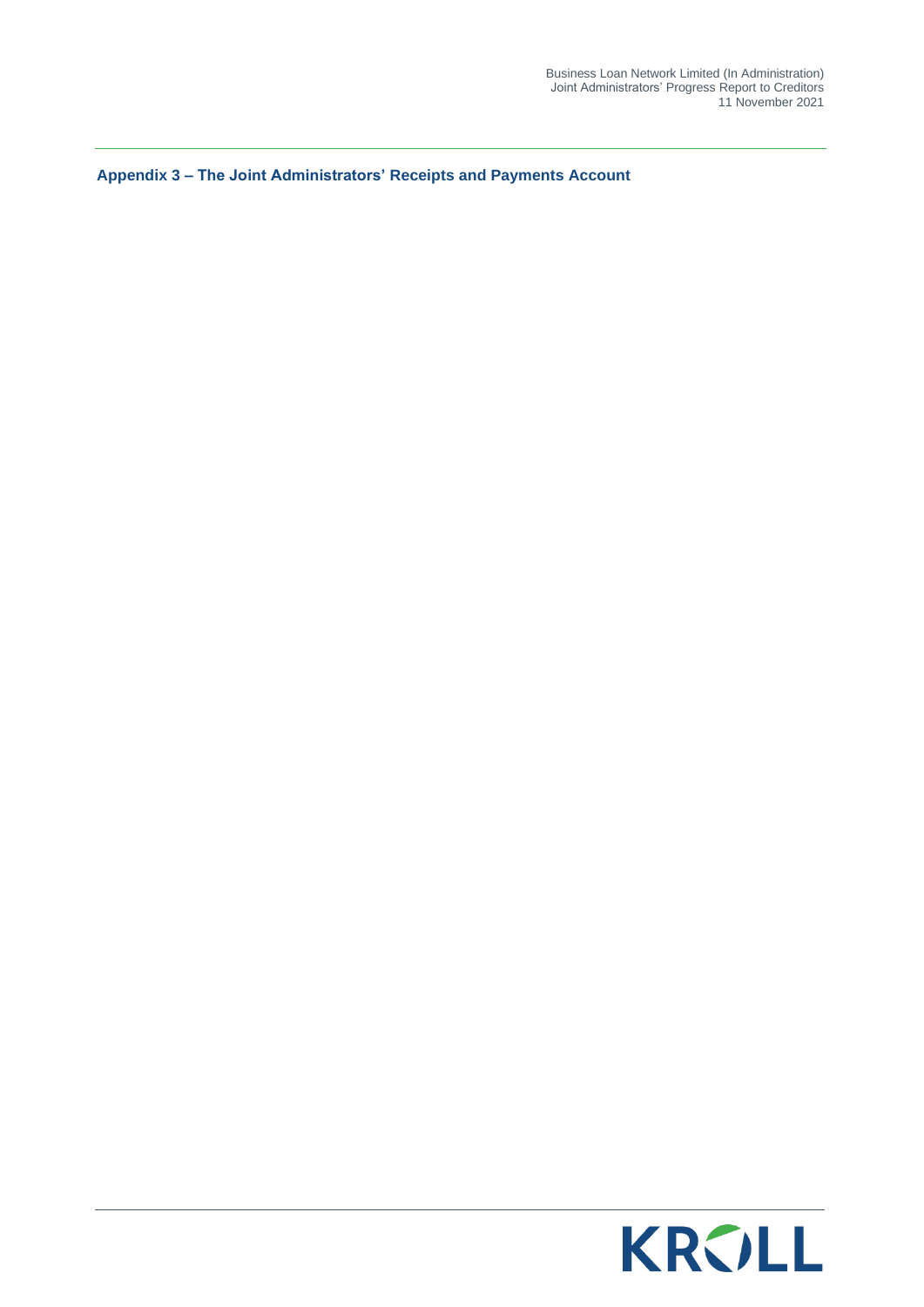## Appendix 3 – The Joint Administrators' Receipts and Payments Account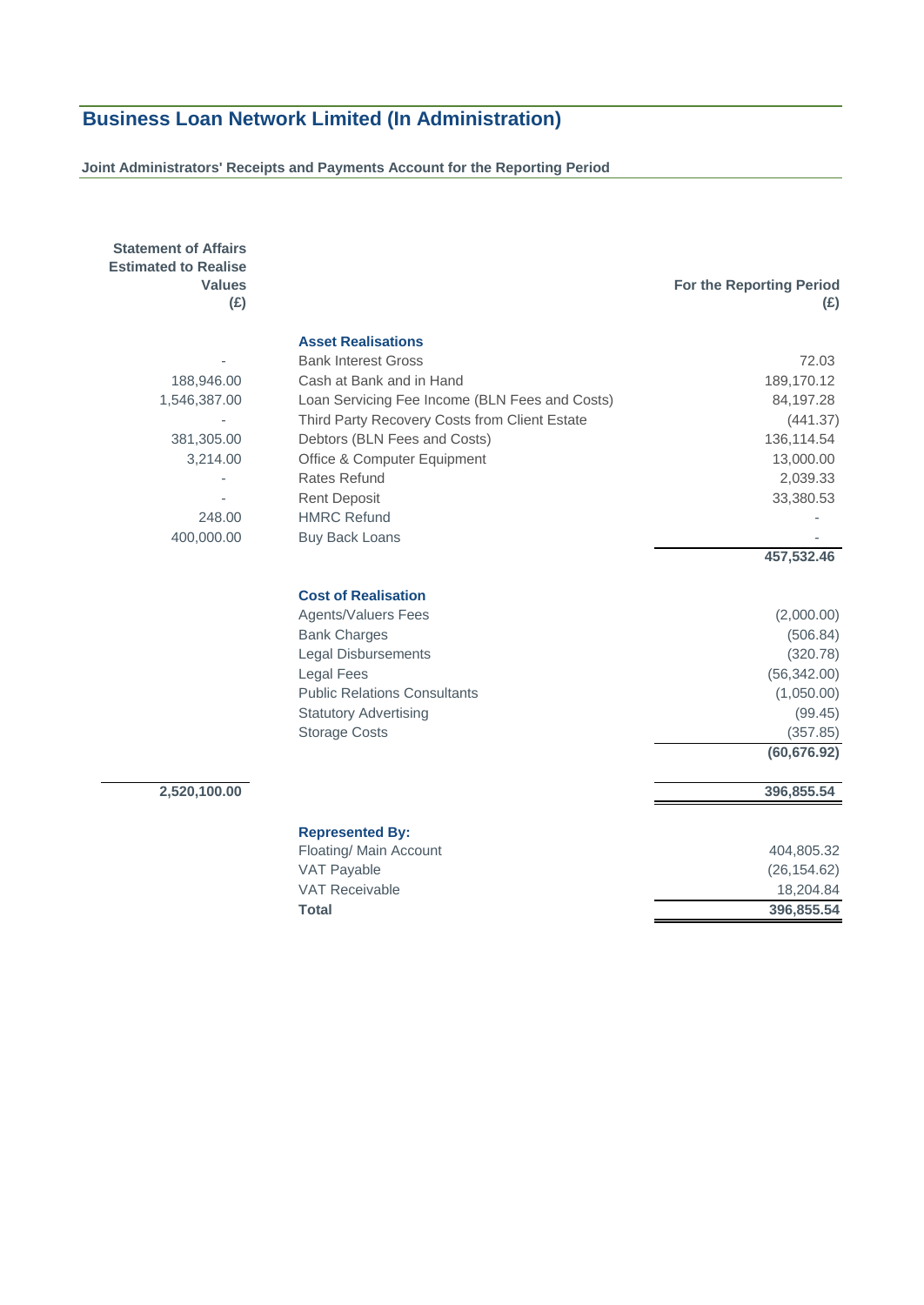# Business Loan Network Limited (In Administration)

**Joint Administrators' Receipts and Payments Account for the Reporting Period**

| Statement of Affairs Estimated to Realise Values (£) | | For the Reporting Period (£) |
|---|---|---|
| | **Asset Realisations** | |
| - | Bank Interest Gross | 72.03 |
| 188,946.00 | Cash at Bank and in Hand | 189,170.12 |
| 1,546,387.00 | Loan Servicing Fee Income (BLN Fees and Costs) | 84,197.28 |
| - | Third Party Recovery Costs from Client Estate | (441.37) |
| 381,305.00 | Debtors (BLN Fees and Costs) | 136,114.54 |
| 3,214.00 | Office & Computer Equipment | 13,000.00 |
| - | Rates Refund | 2,039.33 |
| - | Rent Deposit | 33,380.53 |
| 248.00 | HMRC Refund | - |
| 400,000.00 | Buy Back Loans | - |
| | | **457,532.46** |
| | **Cost of Realisation** | |
| | Agents/Valuers Fees | (2,000.00) |
| | Bank Charges | (506.84) |
| | Legal Disbursements | (320.78) |
| | Legal Fees | (56,342.00) |
| | Public Relations Consultants | (1,050.00) |
| | Statutory Advertising | (99.45) |
| | Storage Costs | (357.85) |
| | | **(60,676.92)** |
| **2,520,100.00** | | **396,855.54** |
| | **Represented By:** | |
| | Floating/ Main Account | 404,805.32 |
| | VAT Payable | (26,154.62) |
| | VAT Receivable | 18,204.84 |
| | **Total** | **396,855.54** |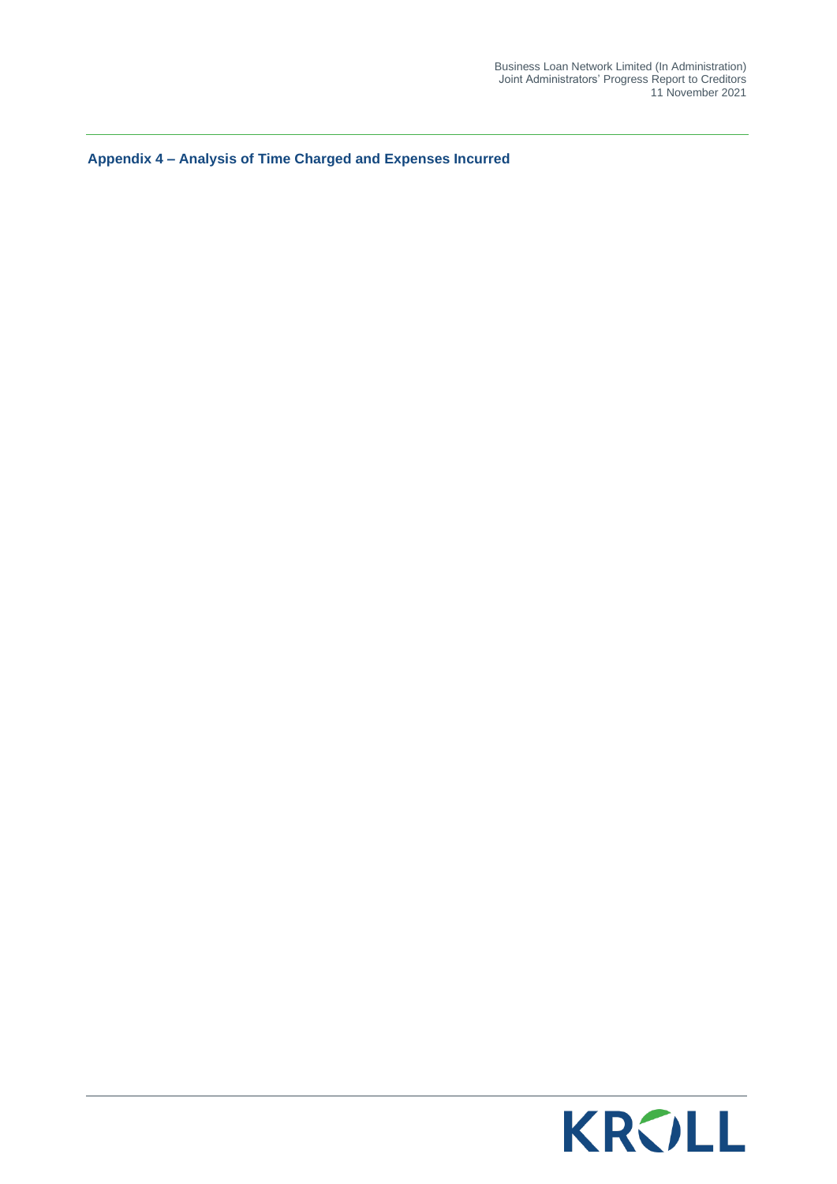## Appendix 4 – Analysis of Time Charged and Expenses Incurred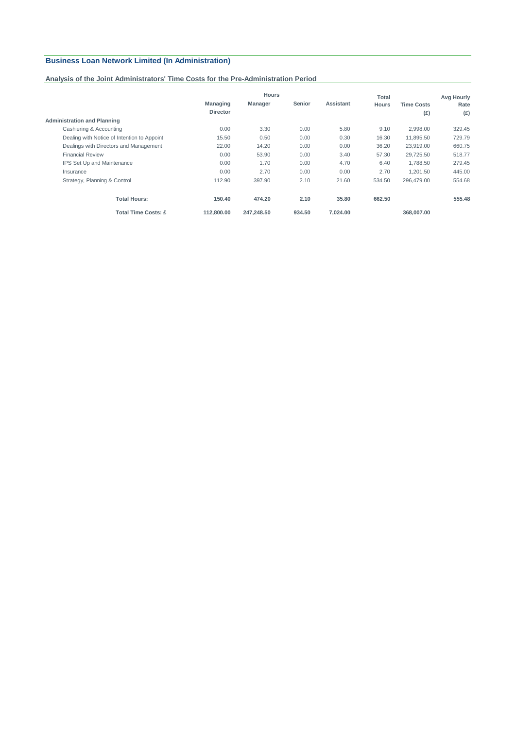## Business Loan Network Limited (In Administration)

### Analysis of the Joint Administrators' Time Costs for the Pre-Administration Period

| | Hours | | | | Total | | Avg Hourly |
|---|---|---|---|---|---|---|---|
| | Managing Director | Manager | Senior | Assistant | Hours | Time Costs (£) | Rate (£) |
| **Administration and Planning** | | | | | | | |
| Cashiering & Accounting | 0.00 | 3.30 | 0.00 | 5.80 | 9.10 | 2,998.00 | 329.45 |
| Dealing with Notice of Intention to Appoint | 15.50 | 0.50 | 0.00 | 0.30 | 16.30 | 11,895.50 | 729.79 |
| Dealings with Directors and Management | 22.00 | 14.20 | 0.00 | 0.00 | 36.20 | 23,919.00 | 660.75 |
| Financial Review | 0.00 | 53.90 | 0.00 | 3.40 | 57.30 | 29,725.50 | 518.77 |
| IPS Set Up and Maintenance | 0.00 | 1.70 | 0.00 | 4.70 | 6.40 | 1,788.50 | 279.45 |
| Insurance | 0.00 | 2.70 | 0.00 | 0.00 | 2.70 | 1,201.50 | 445.00 |
| Strategy, Planning & Control | 112.90 | 397.90 | 2.10 | 21.60 | 534.50 | 296,479.00 | 554.68 |
| **Total Hours:** | **150.40** | **474.20** | **2.10** | **35.80** | **662.50** | | **555.48** |
| **Total Time Costs: £** | **112,800.00** | **247,248.50** | **934.50** | **7,024.00** | | **368,007.00** | |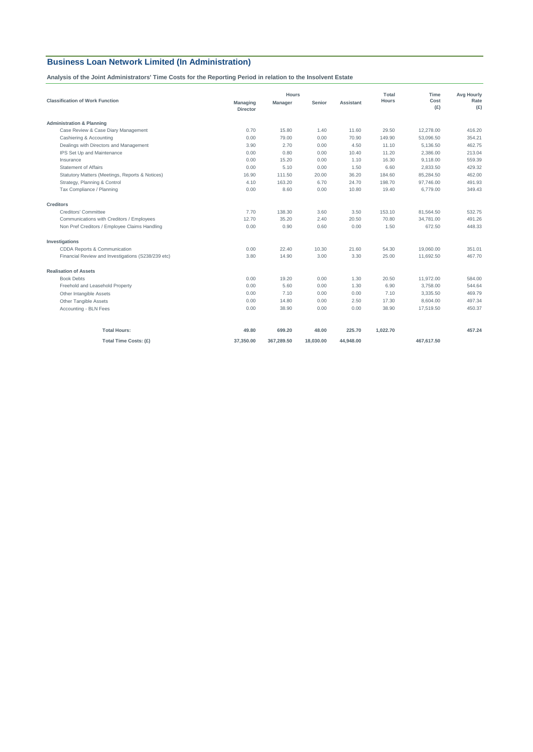# Business Loan Network Limited (In Administration)

**Analysis of the Joint Administrators' Time Costs for the Reporting Period in relation to the Insolvent Estate**

| Classification of Work Function | Hours | | | | Total Hours | Time Cost (£) | Avg Hourly Rate (£) |
|---|---|---|---|---|---|---|---|
| | Managing Director | Manager | Senior | Assistant | | | |
| **Administration & Planning** | | | | | | | |
| Case Review & Case Diary Management | 0.70 | 15.80 | 1.40 | 11.60 | 29.50 | 12,278.00 | 416.20 |
| Cashiering & Accounting | 0.00 | 79.00 | 0.00 | 70.90 | 149.90 | 53,096.50 | 354.21 |
| Dealings with Directors and Management | 3.90 | 2.70 | 0.00 | 4.50 | 11.10 | 5,136.50 | 462.75 |
| IPS Set Up and Maintenance | 0.00 | 0.80 | 0.00 | 10.40 | 11.20 | 2,386.00 | 213.04 |
| Insurance | 0.00 | 15.20 | 0.00 | 1.10 | 16.30 | 9,118.00 | 559.39 |
| Statement of Affairs | 0.00 | 5.10 | 0.00 | 1.50 | 6.60 | 2,833.50 | 429.32 |
| Statutory Matters (Meetings, Reports & Notices) | 16.90 | 111.50 | 20.00 | 36.20 | 184.60 | 85,284.50 | 462.00 |
| Strategy, Planning & Control | 4.10 | 163.20 | 6.70 | 24.70 | 198.70 | 97,746.00 | 491.93 |
| Tax Compliance / Planning | 0.00 | 8.60 | 0.00 | 10.80 | 19.40 | 6,779.00 | 349.43 |
| **Creditors** | | | | | | | |
| Creditors' Committee | 7.70 | 138.30 | 3.60 | 3.50 | 153.10 | 81,564.50 | 532.75 |
| Communications with Creditors / Employees | 12.70 | 35.20 | 2.40 | 20.50 | 70.80 | 34,781.00 | 491.26 |
| Non Pref Creditors / Employee Claims Handling | 0.00 | 0.90 | 0.60 | 0.00 | 1.50 | 672.50 | 448.33 |
| **Investigations** | | | | | | | |
| CDDA Reports & Communication | 0.00 | 22.40 | 10.30 | 21.60 | 54.30 | 19,060.00 | 351.01 |
| Financial Review and Investigations (S238/239 etc) | 3.80 | 14.90 | 3.00 | 3.30 | 25.00 | 11,692.50 | 467.70 |
| **Realisation of Assets** | | | | | | | |
| Book Debts | 0.00 | 19.20 | 0.00 | 1.30 | 20.50 | 11,972.00 | 584.00 |
| Freehold and Leasehold Property | 0.00 | 5.60 | 0.00 | 1.30 | 6.90 | 3,758.00 | 544.64 |
| Other Intangible Assets | 0.00 | 7.10 | 0.00 | 0.00 | 7.10 | 3,335.50 | 469.79 |
| Other Tangible Assets | 0.00 | 14.80 | 0.00 | 2.50 | 17.30 | 8,604.00 | 497.34 |
| Accounting - BLN Fees | 0.00 | 38.90 | 0.00 | 0.00 | 38.90 | 17,519.50 | 450.37 |
| **Total Hours:** | **49.80** | **699.20** | **48.00** | **225.70** | **1,022.70** | | **457.24** |
| **Total Time Costs: (£)** | **37,350.00** | **367,289.50** | **18,030.00** | **44,948.00** | | **467,617.50** | |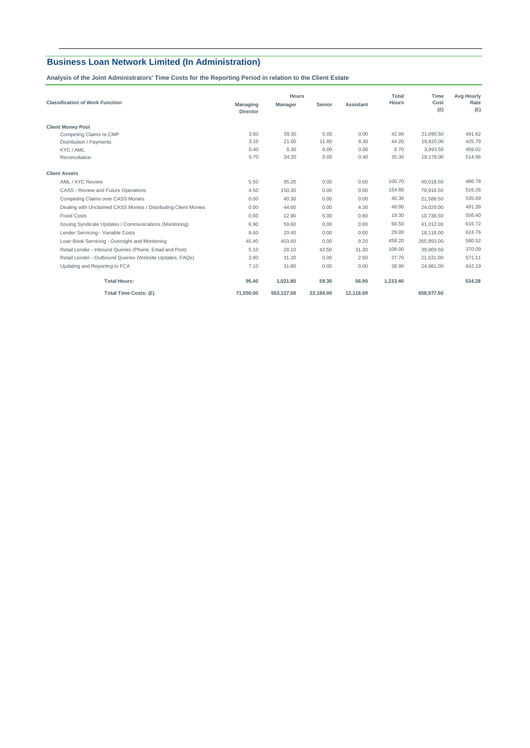## Business Loan Network Limited (In Administration)

**Analysis of the Joint Administrators' Time Costs for the Reporting Period in relation to the Client Estate**

| Classification of Work Function | Hours | | | | Total Hours | Time Cost (£) | Avg Hourly Rate (£) |
|---|---|---|---|---|---|---|---|
| | Managing Director | Manager | Senior | Assistant | | | |
| **Client Money Pool** | | | | | | | |
| Competing Claims re.CMP | 3.60 | 39.30 | 0.00 | 0.00 | 42.90 | 21,090.50 | 491.62 |
| Distribution / Payments | 3.10 | 21.00 | 11.80 | 8.30 | 44.20 | 18,820.00 | 425.79 |
| KYC / AML | 0.40 | 8.30 | 0.00 | 0.00 | 8.70 | 3,993.50 | 459.02 |
| Reconciliation | 0.70 | 34.20 | 0.00 | 0.40 | 35.30 | 18,178.00 | 514.96 |
| **Client Assets** | | | | | | | |
| AML / KYC Review | 5.50 | 95.20 | 0.00 | 0.00 | 100.70 | 49,018.50 | 486.78 |
| CASS - Review and Future Operations | 4.50 | 150.30 | 0.00 | 0.00 | 154.80 | 79,916.50 | 516.26 |
| Competing Claims over CASS Monies | 0.00 | 40.30 | 0.00 | 0.00 | 40.30 | 21,588.50 | 535.69 |
| Dealing with Unclaimed CASS Monies / Distributing Client Monies | 0.00 | 44.60 | 0.00 | 4.30 | 48.90 | 24,029.00 | 491.39 |
| Fixed Costs | 0.60 | 12.90 | 5.00 | 0.80 | 19.30 | 10,738.50 | 556.40 |
| Issuing Syndicate Updates / Communications (Monitoring) | 6.90 | 59.60 | 0.00 | 0.00 | 66.50 | 41,012.00 | 616.72 |
| Lender Servicing - Variable Costs | 8.60 | 20.40 | 0.00 | 0.00 | 29.00 | 18,118.00 | 624.76 |
| Loan Book Servicing - Oversight and Monitoring | 45.40 | 403.60 | 0.00 | 9.20 | 458.20 | 265,993.00 | 580.52 |
| Retail Lender - Inbound Queries (Phone, Email and Post) | 5.10 | 29.10 | 42.50 | 31.30 | 108.00 | 39,969.50 | 370.09 |
| Retail Lender - Outbound Queries (Website Updates, FAQs) | 3.90 | 31.20 | 0.00 | 2.60 | 37.70 | 21,531.00 | 571.11 |
| Updating and Reporting to FCA | 7.10 | 31.80 | 0.00 | 0.00 | 38.90 | 24,981.00 | 642.19 |
| **Total Hours:** | **95.40** | **1,021.80** | **59.30** | **56.90** | **1,233.40** | | **534.28** |
| **Total Time Costs: (£)** | **71,550.00** | **553,127.50** | **22,184.00** | **12,116.00** | | **658,977.50** | |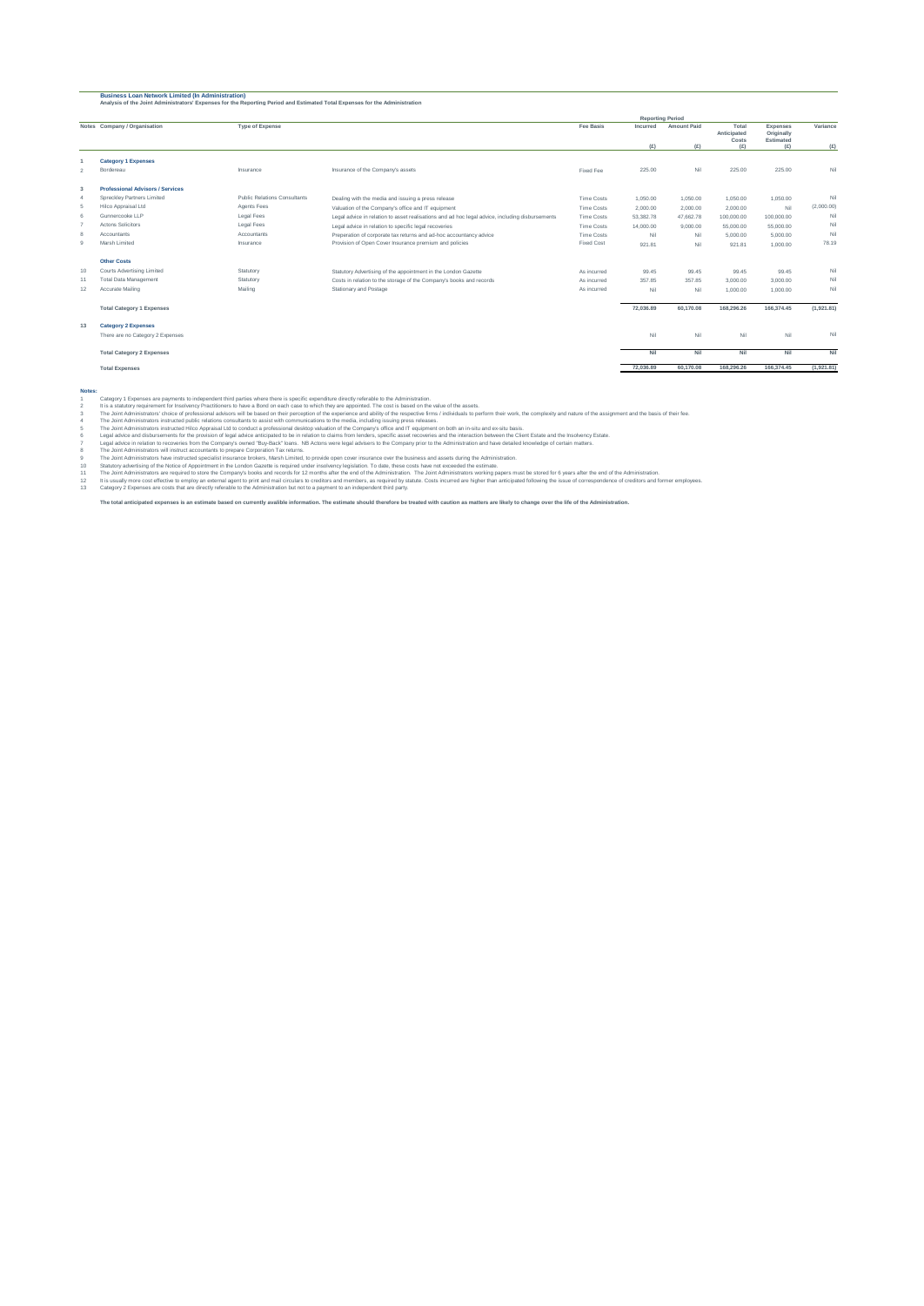**Business Loan Network Limited (In Administration)**
**Analysis of the Joint Administrators' Expenses for the Reporting Period and Estimated Total Expenses for the Administration**

| Notes | Company / Organisation | Type of Expense | | Fee Basis | Reporting Period Incurred (£) | Reporting Period Amount Paid (£) | Total Anticipated Costs (£) | Expenses Originally Estimated (£) | Variance (£) |
|---|---|---|---|---|---|---|---|---|---|
| 1 | **Category 1 Expenses** | | | | | | | | |
| 2 | Bordereau | Insurance | Insurance of the Company's assets | Fixed Fee | 225.00 | Nil | 225.00 | 225.00 | Nil |
| 3 | **Professional Advisors / Services** | | | | | | | | |
| 4 | Spreckley Partners Limited | Public Relations Consultants | Dealing with the media and issuing a press release | Time Costs | 1,050.00 | 1,050.00 | 1,050.00 | 1,050.00 | Nil |
| 5 | Hilco Appraisal Ltd | Agents Fees | Valuation of the Company's office and IT equipment | Time Costs | 2,000.00 | 2,000.00 | 2,000.00 | Nil | (2,000.00) |
| 6 | Gunnercooke LLP | Legal Fees | Legal advice in relation to asset realisations and ad hoc legal advice, including disbursements | Time Costs | 53,382.78 | 47,662.78 | 100,000.00 | 100,000.00 | Nil |
| 7 | Actons Solicitors | Legal Fees | Legal advice in relation to specific legal recoveries | Time Costs | 14,000.00 | 9,000.00 | 55,000.00 | 55,000.00 | Nil |
| 8 | Accountants | Accountants | Preparation of corporate tax returns and ad-hoc accountancy advice | Time Costs | Nil | Nil | 5,000.00 | 5,000.00 | Nil |
| 9 | Marsh Limited | Insurance | Provision of Open Cover Insurance premium and policies | Fixed Cost | 921.81 | Nil | 921.81 | 1,000.00 | 78.19 |
| | **Other Costs** | | | | | | | | |
| 10 | Courts Advertising Limited | Statutory | Statutory Advertising of the appointment in the London Gazette | As incurred | 99.45 | 99.45 | 99.45 | 99.45 | Nil |
| 11 | Total Data Management | Statutory | Costs in relation to the storage of the Company's books and records | As incurred | 357.85 | 357.85 | 3,000.00 | 3,000.00 | Nil |
| 12 | Accurate Mailing | Mailing | Stationary and Postage | As incurred | Nil | Nil | 1,000.00 | 1,000.00 | Nil |
| | **Total Category 1 Expenses** | | | | **72,036.89** | **60,170.08** | **168,296.26** | **166,374.45** | **(1,921.81)** |
| 13 | **Category 2 Expenses** | | | | | | | | |
| | There are no Category 2 Expenses | | | | Nil | Nil | Nil | Nil | Nil |
| | **Total Category 2 Expenses** | | | | **Nil** | **Nil** | **Nil** | **Nil** | **Nil** |
| | **Total Expenses** | | | | **72,036.89** | **60,170.08** | **168,296.26** | **166,374.45** | **(1,921.81)** |

**Notes:**

1. Category 1 Expenses are payments to independent third parties where there is specific expenditure directly referable to the Administration.
2. It is a statutory requirement for Insolvency Practitioners to have a Bond on each case to which they are appointed. The cost is based on the value of the assets.
3. The Joint Administrators' choice of professional advisors will be based on their perception of the experience and ability of the respective firms / individuals to perform their work, the complexity and nature of the assignment and the basis of their fee.
4. The Joint Administrators instructed public relations consultants to assist with communications to the media, including issuing press releases.
5. The Joint Administrators instructed Hilco Appraisal Ltd to conduct a professional desktop valuation of the Company's office and IT equipment on both an in-situ and ex-situ basis.
6. Legal advice and disbursements for the provision of legal advice anticipated to be in relation to claims from lenders, specific asset recoveries and the interaction between the Client Estate and the Insolvency Estate.
7. Legal advice in relation to recoveries from the Company's owned "Buy-Back" loans. NB Actons were legal advisers to the Company prior to the Administration and have detailed knowledge of certain matters.
8. The Joint Administrators will instruct accountants to prepare Corporation Tax returns.
9. The Joint Administrators have instructed specialist insurance brokers, Marsh Limited, to provide open cover insurance over the business and assets during the Administration.
10. Statutory advertising of the Notice of Appointment in the London Gazette is required under insolvency legislation. To date, these costs have not exceeded the estimate.
11. The Joint Administrators are required to store the Company's books and records for 12 months after the end of the Administration. The Joint Administrators working papers must be stored for 6 years after the end of the Administration.
12. It is usually more cost effective to employ an external agent to print and mail circulars to creditors and members, as required by statute. Costs incurred are higher than anticipated following the issue of correspondence of creditors and former employees.
13. Category 2 Expenses are costs that are directly referable to the Administration but not to a payment to an independent third party.

**The total anticipated expenses is an estimate based on currently avalible information. The estimate should therefore be treated with caution as matters are likely to change over the life of the Administration.**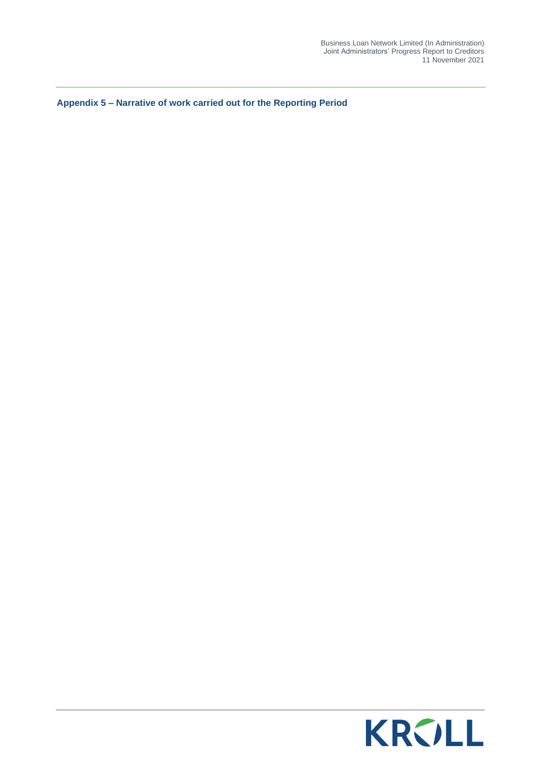## Appendix 5 – Narrative of work carried out for the Reporting Period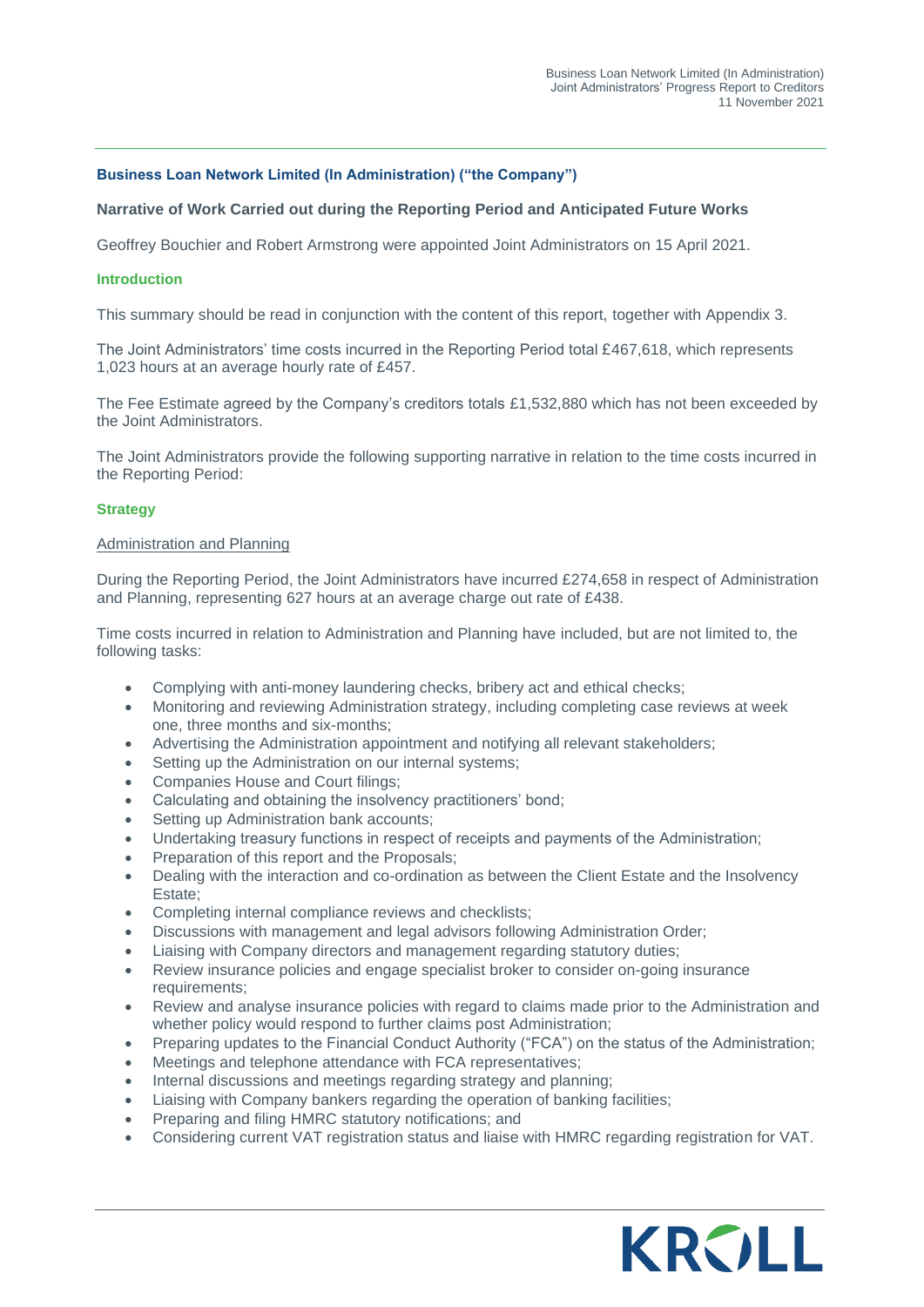**Business Loan Network Limited (In Administration) ("the Company")**

**Narrative of Work Carried out during the Reporting Period and Anticipated Future Works**

Geoffrey Bouchier and Robert Armstrong were appointed Joint Administrators on 15 April 2021.

## Introduction

This summary should be read in conjunction with the content of this report, together with Appendix 3.

The Joint Administrators' time costs incurred in the Reporting Period total £467,618, which represents 1,023 hours at an average hourly rate of £457.

The Fee Estimate agreed by the Company's creditors totals £1,532,880 which has not been exceeded by the Joint Administrators.

The Joint Administrators provide the following supporting narrative in relation to the time costs incurred in the Reporting Period:

## Strategy

### Administration and Planning

During the Reporting Period, the Joint Administrators have incurred £274,658 in respect of Administration and Planning, representing 627 hours at an average charge out rate of £438.

Time costs incurred in relation to Administration and Planning have included, but are not limited to, the following tasks:

- Complying with anti-money laundering checks, bribery act and ethical checks;
- Monitoring and reviewing Administration strategy, including completing case reviews at week one, three months and six-months;
- Advertising the Administration appointment and notifying all relevant stakeholders;
- Setting up the Administration on our internal systems;
- Companies House and Court filings;
- Calculating and obtaining the insolvency practitioners' bond;
- Setting up Administration bank accounts;
- Undertaking treasury functions in respect of receipts and payments of the Administration;
- Preparation of this report and the Proposals;
- Dealing with the interaction and co-ordination as between the Client Estate and the Insolvency Estate;
- Completing internal compliance reviews and checklists;
- Discussions with management and legal advisors following Administration Order;
- Liaising with Company directors and management regarding statutory duties;
- Review insurance policies and engage specialist broker to consider on-going insurance requirements;
- Review and analyse insurance policies with regard to claims made prior to the Administration and whether policy would respond to further claims post Administration;
- Preparing updates to the Financial Conduct Authority ("FCA") on the status of the Administration;
- Meetings and telephone attendance with FCA representatives;
- Internal discussions and meetings regarding strategy and planning;
- Liaising with Company bankers regarding the operation of banking facilities;
- Preparing and filing HMRC statutory notifications; and
- Considering current VAT registration status and liaise with HMRC regarding registration for VAT.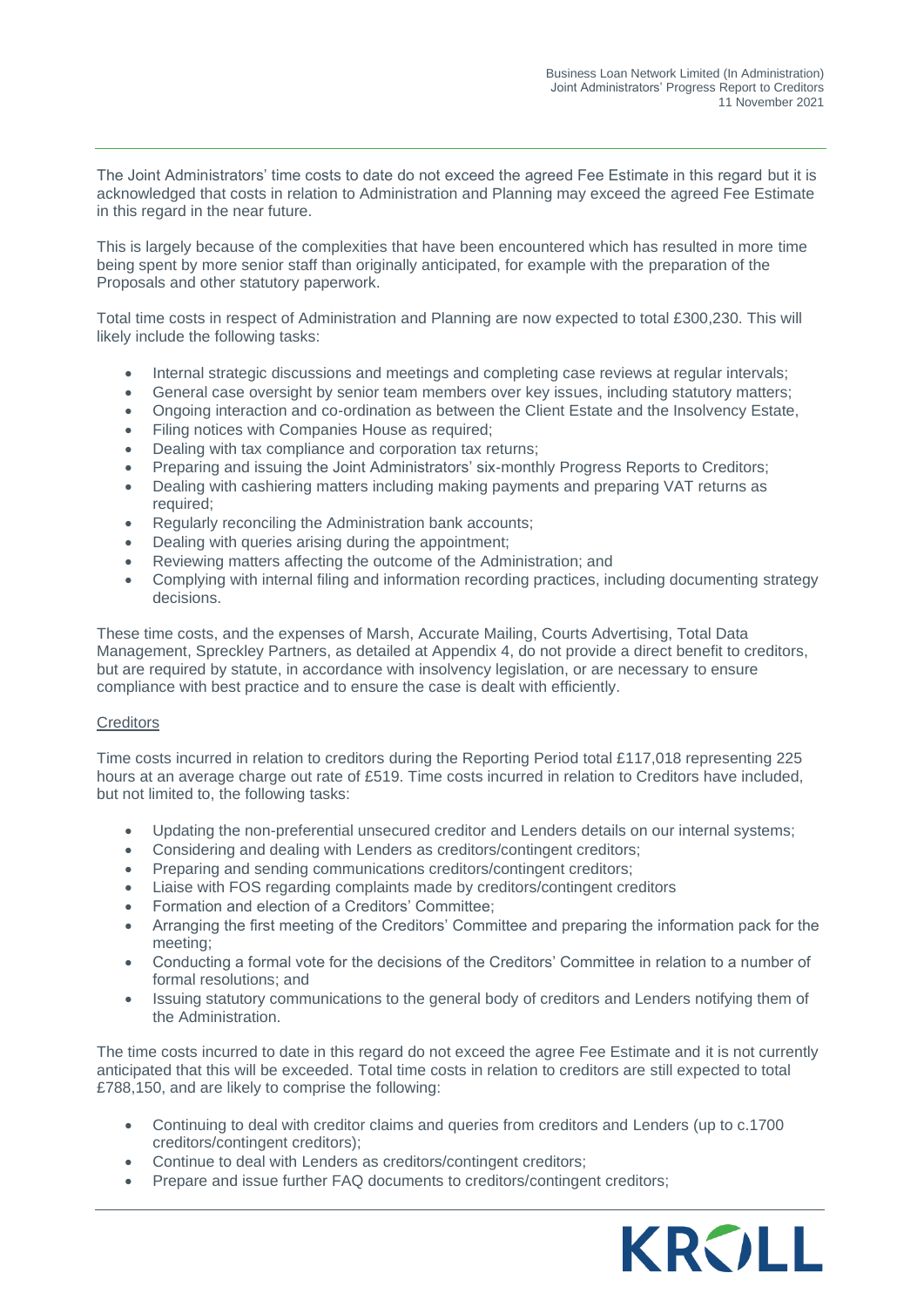The Joint Administrators' time costs to date do not exceed the agreed Fee Estimate in this regard but it is acknowledged that costs in relation to Administration and Planning may exceed the agreed Fee Estimate in this regard in the near future.

This is largely because of the complexities that have been encountered which has resulted in more time being spent by more senior staff than originally anticipated, for example with the preparation of the Proposals and other statutory paperwork.

Total time costs in respect of Administration and Planning are now expected to total £300,230. This will likely include the following tasks:

- Internal strategic discussions and meetings and completing case reviews at regular intervals;
- General case oversight by senior team members over key issues, including statutory matters;
- Ongoing interaction and co-ordination as between the Client Estate and the Insolvency Estate,
- Filing notices with Companies House as required;
- Dealing with tax compliance and corporation tax returns;
- Preparing and issuing the Joint Administrators' six-monthly Progress Reports to Creditors;
- Dealing with cashiering matters including making payments and preparing VAT returns as required;
- Regularly reconciling the Administration bank accounts;
- Dealing with queries arising during the appointment;
- Reviewing matters affecting the outcome of the Administration; and
- Complying with internal filing and information recording practices, including documenting strategy decisions.

These time costs, and the expenses of Marsh, Accurate Mailing, Courts Advertising, Total Data Management, Spreckley Partners, as detailed at Appendix 4, do not provide a direct benefit to creditors, but are required by statute, in accordance with insolvency legislation, or are necessary to ensure compliance with best practice and to ensure the case is dealt with efficiently.

Creditors

Time costs incurred in relation to creditors during the Reporting Period total £117,018 representing 225 hours at an average charge out rate of £519. Time costs incurred in relation to Creditors have included, but not limited to, the following tasks:

- Updating the non-preferential unsecured creditor and Lenders details on our internal systems;
- Considering and dealing with Lenders as creditors/contingent creditors;
- Preparing and sending communications creditors/contingent creditors;
- Liaise with FOS regarding complaints made by creditors/contingent creditors
- Formation and election of a Creditors' Committee;
- Arranging the first meeting of the Creditors' Committee and preparing the information pack for the meeting;
- Conducting a formal vote for the decisions of the Creditors' Committee in relation to a number of formal resolutions; and
- Issuing statutory communications to the general body of creditors and Lenders notifying them of the Administration.

The time costs incurred to date in this regard do not exceed the agree Fee Estimate and it is not currently anticipated that this will be exceeded. Total time costs in relation to creditors are still expected to total £788,150, and are likely to comprise the following:

- Continuing to deal with creditor claims and queries from creditors and Lenders (up to c.1700 creditors/contingent creditors);
- Continue to deal with Lenders as creditors/contingent creditors;
- Prepare and issue further FAQ documents to creditors/contingent creditors;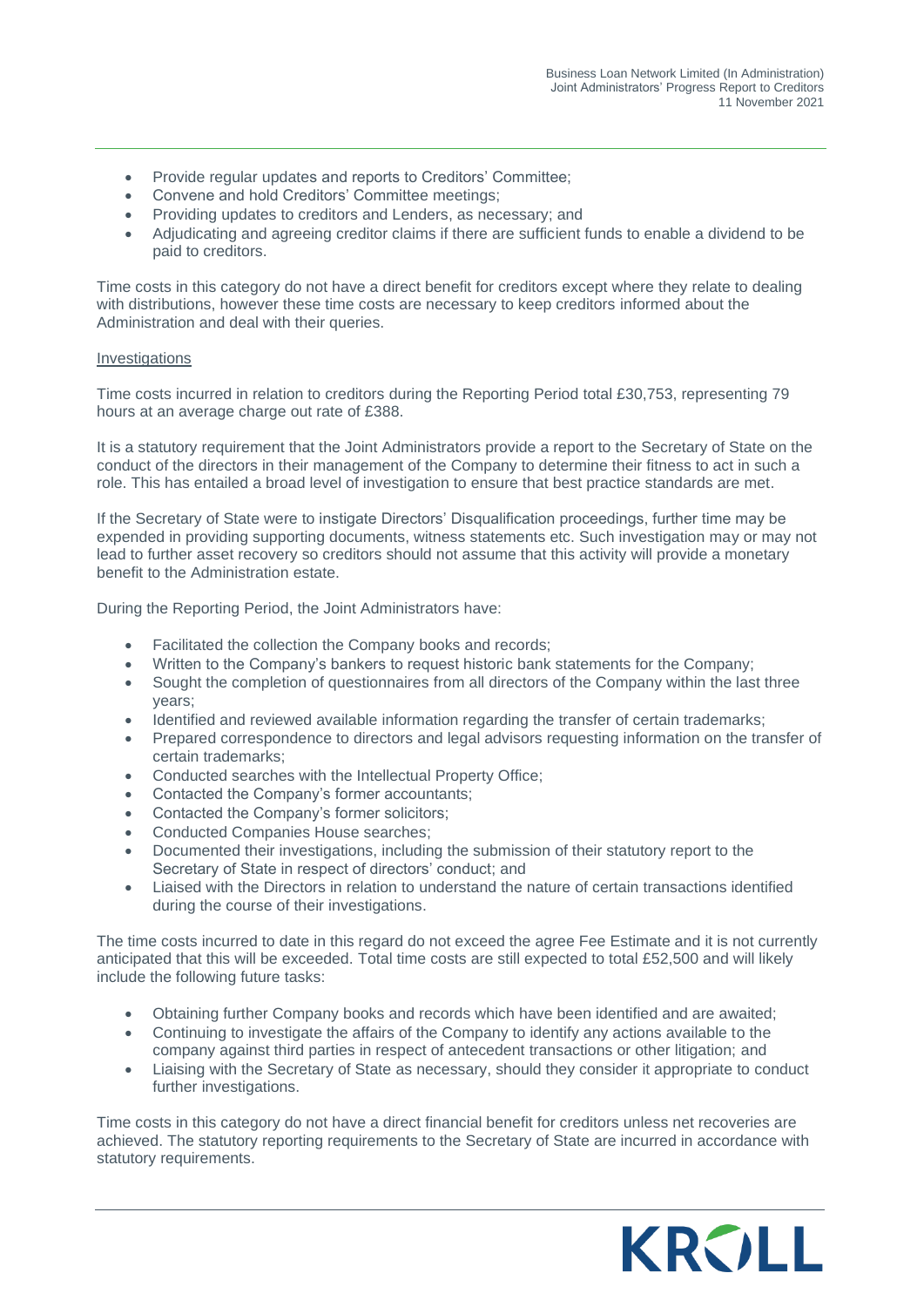- Provide regular updates and reports to Creditors' Committee;
- Convene and hold Creditors' Committee meetings;
- Providing updates to creditors and Lenders, as necessary; and
- Adjudicating and agreeing creditor claims if there are sufficient funds to enable a dividend to be paid to creditors.

Time costs in this category do not have a direct benefit for creditors except where they relate to dealing with distributions, however these time costs are necessary to keep creditors informed about the Administration and deal with their queries.

Investigations

Time costs incurred in relation to creditors during the Reporting Period total £30,753, representing 79 hours at an average charge out rate of £388.

It is a statutory requirement that the Joint Administrators provide a report to the Secretary of State on the conduct of the directors in their management of the Company to determine their fitness to act in such a role. This has entailed a broad level of investigation to ensure that best practice standards are met.

If the Secretary of State were to instigate Directors' Disqualification proceedings, further time may be expended in providing supporting documents, witness statements etc. Such investigation may or may not lead to further asset recovery so creditors should not assume that this activity will provide a monetary benefit to the Administration estate.

During the Reporting Period, the Joint Administrators have:

- Facilitated the collection the Company books and records;
- Written to the Company's bankers to request historic bank statements for the Company;
- Sought the completion of questionnaires from all directors of the Company within the last three years;
- Identified and reviewed available information regarding the transfer of certain trademarks;
- Prepared correspondence to directors and legal advisors requesting information on the transfer of certain trademarks;
- Conducted searches with the Intellectual Property Office;
- Contacted the Company's former accountants;
- Contacted the Company's former solicitors;
- Conducted Companies House searches;
- Documented their investigations, including the submission of their statutory report to the Secretary of State in respect of directors' conduct; and
- Liaised with the Directors in relation to understand the nature of certain transactions identified during the course of their investigations.

The time costs incurred to date in this regard do not exceed the agree Fee Estimate and it is not currently anticipated that this will be exceeded. Total time costs are still expected to total £52,500 and will likely include the following future tasks:

- Obtaining further Company books and records which have been identified and are awaited;
- Continuing to investigate the affairs of the Company to identify any actions available to the company against third parties in respect of antecedent transactions or other litigation; and
- Liaising with the Secretary of State as necessary, should they consider it appropriate to conduct further investigations.

Time costs in this category do not have a direct financial benefit for creditors unless net recoveries are achieved. The statutory reporting requirements to the Secretary of State are incurred in accordance with statutory requirements.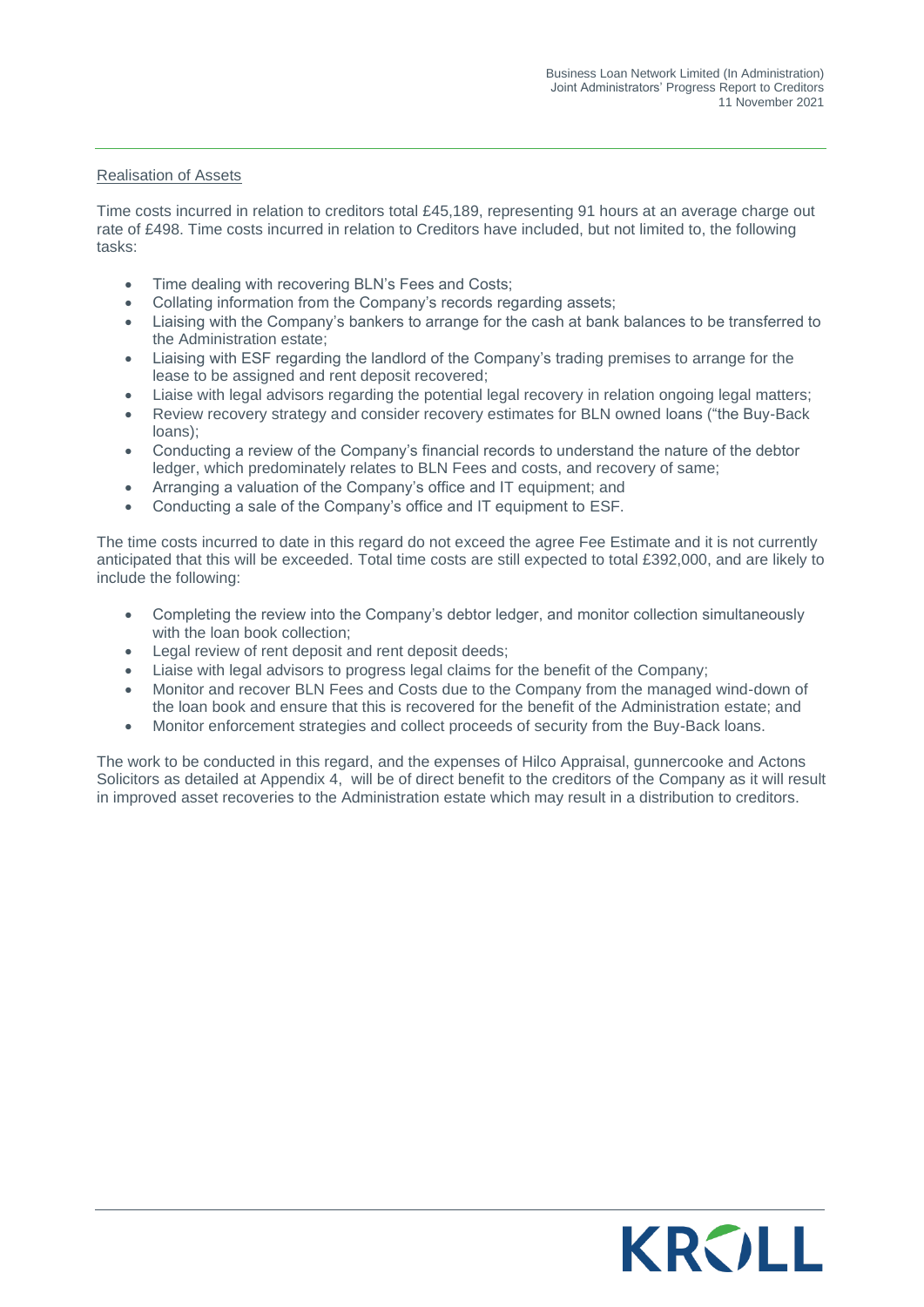Realisation of Assets

Time costs incurred in relation to creditors total £45,189, representing 91 hours at an average charge out rate of £498. Time costs incurred in relation to Creditors have included, but not limited to, the following tasks:

- Time dealing with recovering BLN's Fees and Costs;
- Collating information from the Company's records regarding assets;
- Liaising with the Company's bankers to arrange for the cash at bank balances to be transferred to the Administration estate;
- Liaising with ESF regarding the landlord of the Company's trading premises to arrange for the lease to be assigned and rent deposit recovered;
- Liaise with legal advisors regarding the potential legal recovery in relation ongoing legal matters;
- Review recovery strategy and consider recovery estimates for BLN owned loans ("the Buy-Back loans);
- Conducting a review of the Company's financial records to understand the nature of the debtor ledger, which predominately relates to BLN Fees and costs, and recovery of same;
- Arranging a valuation of the Company's office and IT equipment; and
- Conducting a sale of the Company's office and IT equipment to ESF.

The time costs incurred to date in this regard do not exceed the agree Fee Estimate and it is not currently anticipated that this will be exceeded. Total time costs are still expected to total £392,000, and are likely to include the following:

- Completing the review into the Company's debtor ledger, and monitor collection simultaneously with the loan book collection;
- Legal review of rent deposit and rent deposit deeds;
- Liaise with legal advisors to progress legal claims for the benefit of the Company;
- Monitor and recover BLN Fees and Costs due to the Company from the managed wind-down of the loan book and ensure that this is recovered for the benefit of the Administration estate; and
- Monitor enforcement strategies and collect proceeds of security from the Buy-Back loans.

The work to be conducted in this regard, and the expenses of Hilco Appraisal, gunnercooke and Actons Solicitors as detailed at Appendix 4, will be of direct benefit to the creditors of the Company as it will result in improved asset recoveries to the Administration estate which may result in a distribution to creditors.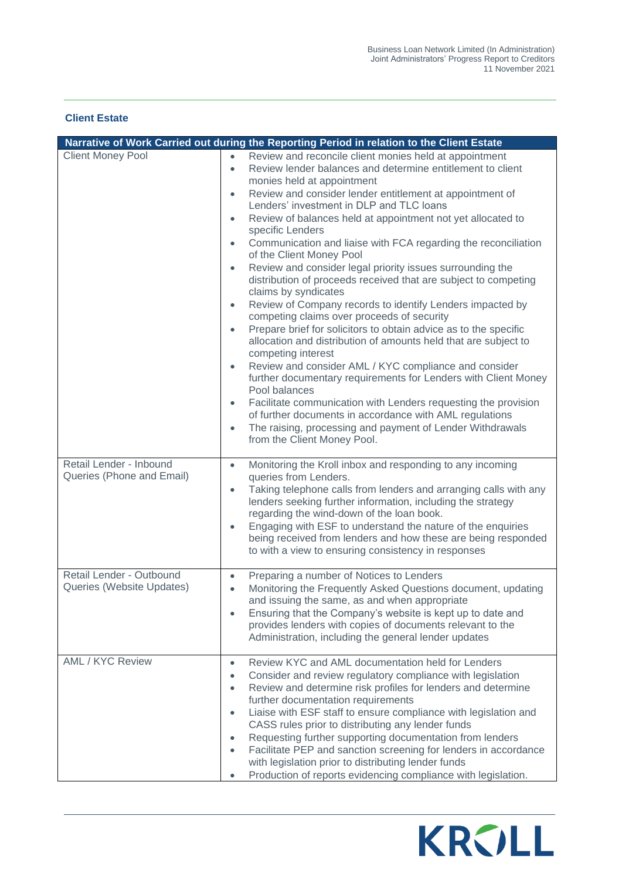## Client Estate

| Narrative of Work Carried out during the Reporting Period in relation to the Client Estate | |
|---|---|
| Client Money Pool | • Review and reconcile client monies held at appointment<br>• Review lender balances and determine entitlement to client monies held at appointment<br>• Review and consider lender entitlement at appointment of Lenders' investment in DLP and TLC loans<br>• Review of balances held at appointment not yet allocated to specific Lenders<br>• Communication and liaise with FCA regarding the reconciliation of the Client Money Pool<br>• Review and consider legal priority issues surrounding the distribution of proceeds received that are subject to competing claims by syndicates<br>• Review of Company records to identify Lenders impacted by competing claims over proceeds of security<br>• Prepare brief for solicitors to obtain advice as to the specific allocation and distribution of amounts held that are subject to competing interest<br>• Review and consider AML / KYC compliance and consider further documentary requirements for Lenders with Client Money Pool balances<br>• Facilitate communication with Lenders requesting the provision of further documents in accordance with AML regulations<br>• The raising, processing and payment of Lender Withdrawals from the Client Money Pool. |
| Retail Lender - Inbound Queries (Phone and Email) | • Monitoring the Kroll inbox and responding to any incoming queries from Lenders.<br>• Taking telephone calls from lenders and arranging calls with any lenders seeking further information, including the strategy regarding the wind-down of the loan book.<br>• Engaging with ESF to understand the nature of the enquiries being received from lenders and how these are being responded to with a view to ensuring consistency in responses |
| Retail Lender - Outbound Queries (Website Updates) | • Preparing a number of Notices to Lenders<br>• Monitoring the Frequently Asked Questions document, updating and issuing the same, as and when appropriate<br>• Ensuring that the Company's website is kept up to date and provides lenders with copies of documents relevant to the Administration, including the general lender updates |
| AML / KYC Review | • Review KYC and AML documentation held for Lenders<br>• Consider and review regulatory compliance with legislation<br>• Review and determine risk profiles for lenders and determine further documentation requirements<br>• Liaise with ESF staff to ensure compliance with legislation and CASS rules prior to distributing any lender funds<br>• Requesting further supporting documentation from lenders<br>• Facilitate PEP and sanction screening for lenders in accordance with legislation prior to distributing lender funds<br>• Production of reports evidencing compliance with legislation. |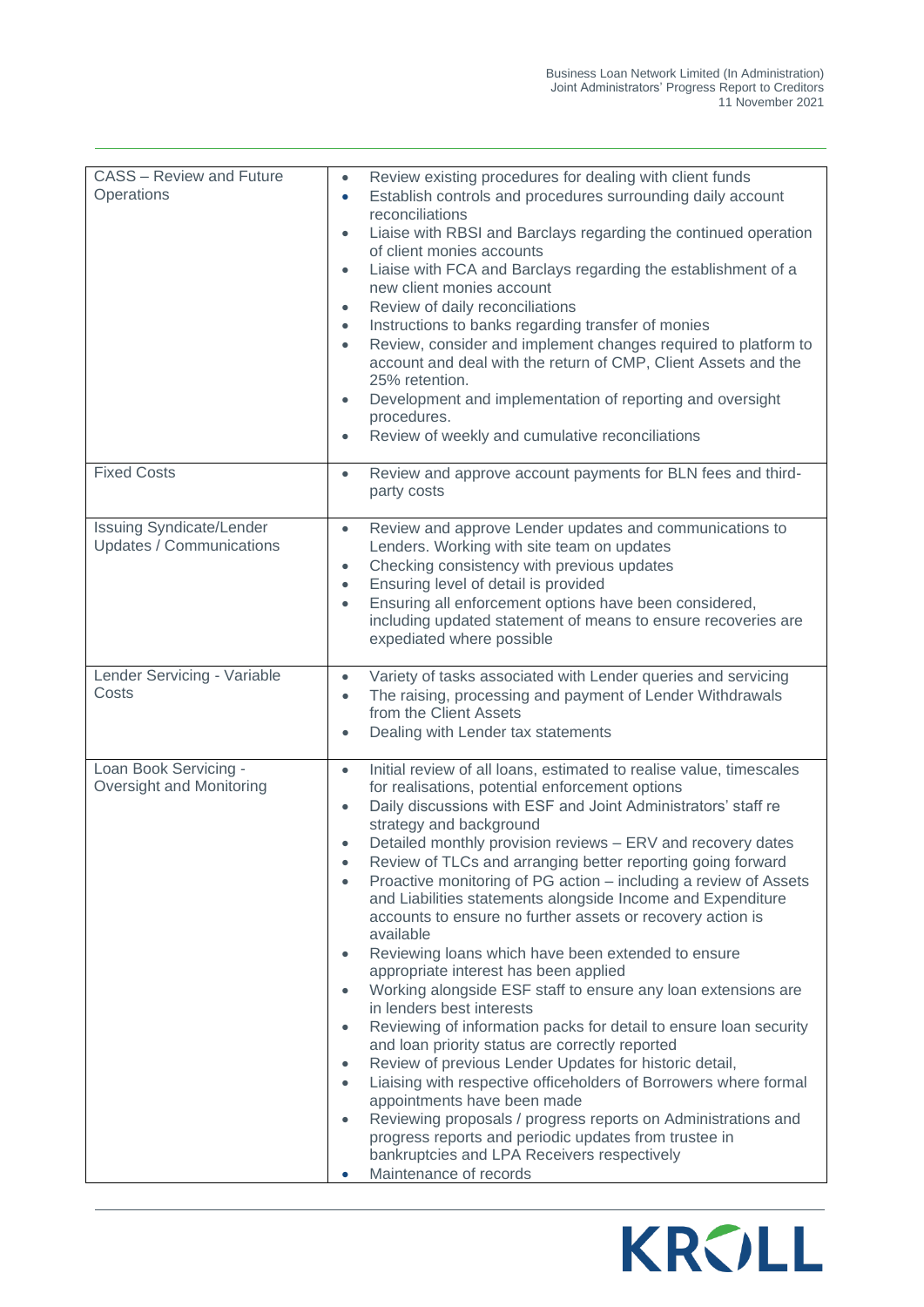| CASS – Review and Future Operations | • Review existing procedures for dealing with client funds<br>• Establish controls and procedures surrounding daily account reconciliations<br>• Liaise with RBSI and Barclays regarding the continued operation of client monies accounts<br>• Liaise with FCA and Barclays regarding the establishment of a new client monies account<br>• Review of daily reconciliations<br>• Instructions to banks regarding transfer of monies<br>• Review, consider and implement changes required to platform to account and deal with the return of CMP, Client Assets and the 25% retention.<br>• Development and implementation of reporting and oversight procedures.<br>• Review of weekly and cumulative reconciliations |
|---|---|
| Fixed Costs | • Review and approve account payments for BLN fees and third-party costs |
| Issuing Syndicate/Lender Updates / Communications | • Review and approve Lender updates and communications to Lenders. Working with site team on updates<br>• Checking consistency with previous updates<br>• Ensuring level of detail is provided<br>• Ensuring all enforcement options have been considered, including updated statement of means to ensure recoveries are expedited where possible |
| Lender Servicing - Variable Costs | • Variety of tasks associated with Lender queries and servicing<br>• The raising, processing and payment of Lender Withdrawals from the Client Assets<br>• Dealing with Lender tax statements |
| Loan Book Servicing - Oversight and Monitoring | • Initial review of all loans, estimated to realise value, timescales for realisations, potential enforcement options<br>• Daily discussions with ESF and Joint Administrators' staff re strategy and background<br>• Detailed monthly provision reviews – ERV and recovery dates<br>• Review of TLCs and arranging better reporting going forward<br>• Proactive monitoring of PG action – including a review of Assets and Liabilities statements alongside Income and Expenditure accounts to ensure no further assets or recovery action is available<br>• Reviewing loans which have been extended to ensure appropriate interest has been applied<br>• Working alongside ESF staff to ensure any loan extensions are in lenders best interests<br>• Reviewing of information packs for detail to ensure loan security and loan priority status are correctly reported<br>• Review of previous Lender Updates for historic detail,<br>• Liaising with respective officeholders of Borrowers where formal appointments have been made<br>• Reviewing proposals / progress reports on Administrations and progress reports and periodic updates from trustee in bankruptcies and LPA Receivers respectively<br>• Maintenance of records |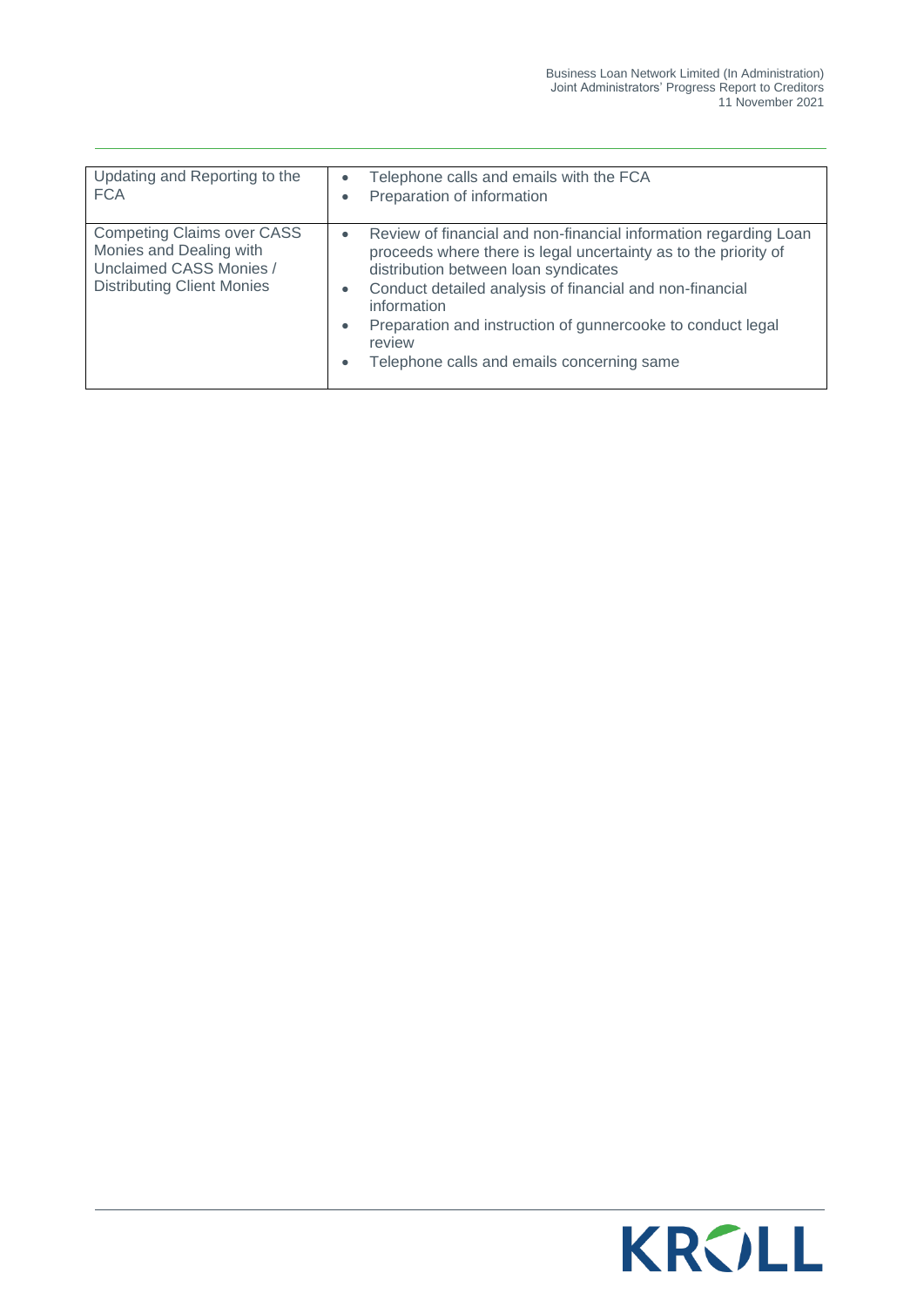| | |
|---|---|
| Updating and Reporting to the FCA | • Telephone calls and emails with the FCA<br>• Preparation of information |
| Competing Claims over CASS Monies and Dealing with Unclaimed CASS Monies / Distributing Client Monies | • Review of financial and non-financial information regarding Loan proceeds where there is legal uncertainty as to the priority of distribution between loan syndicates<br>• Conduct detailed analysis of financial and non-financial information<br>• Preparation and instruction of gunnercooke to conduct legal review<br>• Telephone calls and emails concerning same |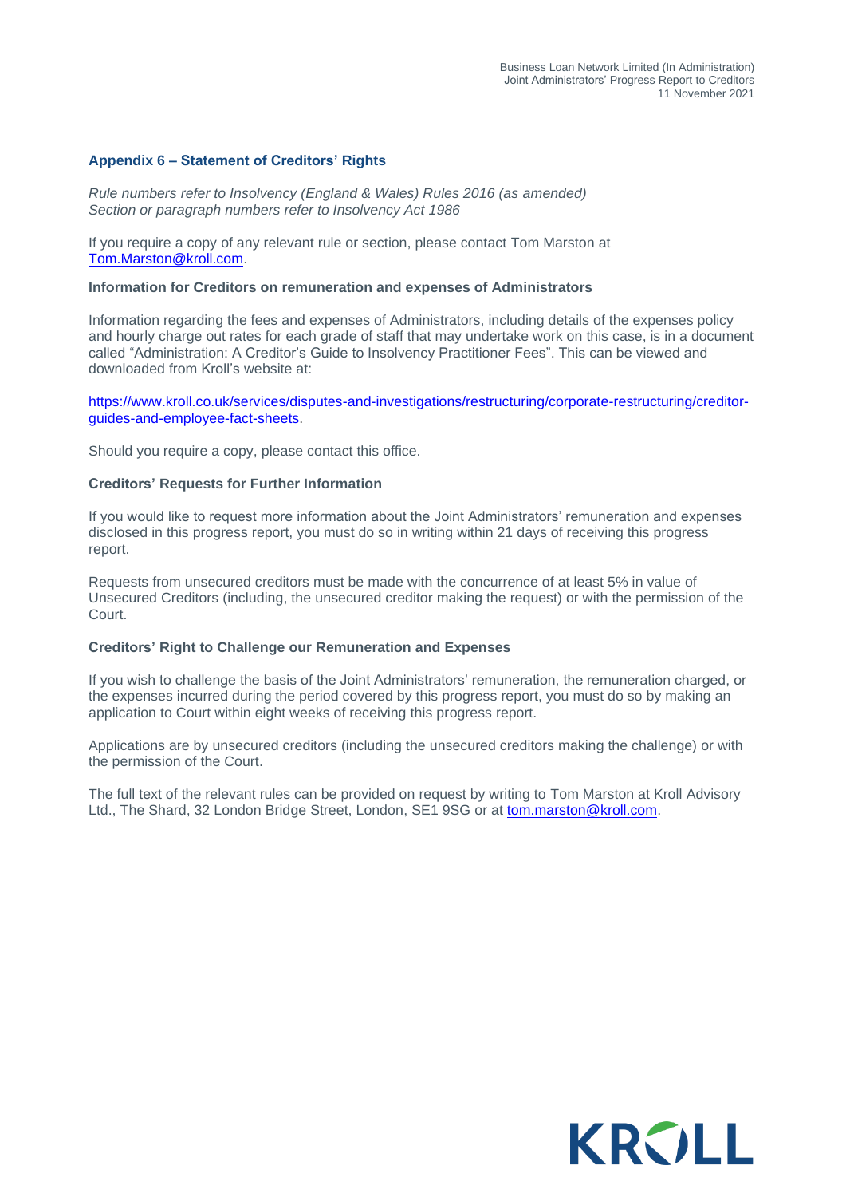## Appendix 6 – Statement of Creditors' Rights

*Rule numbers refer to Insolvency (England & Wales) Rules 2016 (as amended)*
*Section or paragraph numbers refer to Insolvency Act 1986*

If you require a copy of any relevant rule or section, please contact Tom Marston at Tom.Marston@kroll.com.

### Information for Creditors on remuneration and expenses of Administrators

Information regarding the fees and expenses of Administrators, including details of the expenses policy and hourly charge out rates for each grade of staff that may undertake work on this case, is in a document called "Administration: A Creditor's Guide to Insolvency Practitioner Fees". This can be viewed and downloaded from Kroll's website at:

https://www.kroll.co.uk/services/disputes-and-investigations/restructuring/corporate-restructuring/creditor-guides-and-employee-fact-sheets.

Should you require a copy, please contact this office.

### Creditors' Requests for Further Information

If you would like to request more information about the Joint Administrators' remuneration and expenses disclosed in this progress report, you must do so in writing within 21 days of receiving this progress report.

Requests from unsecured creditors must be made with the concurrence of at least 5% in value of Unsecured Creditors (including, the unsecured creditor making the request) or with the permission of the Court.

### Creditors' Right to Challenge our Remuneration and Expenses

If you wish to challenge the basis of the Joint Administrators' remuneration, the remuneration charged, or the expenses incurred during the period covered by this progress report, you must do so by making an application to Court within eight weeks of receiving this progress report.

Applications are by unsecured creditors (including the unsecured creditors making the challenge) or with the permission of the Court.

The full text of the relevant rules can be provided on request by writing to Tom Marston at Kroll Advisory Ltd., The Shard, 32 London Bridge Street, London, SE1 9SG or at tom.marston@kroll.com.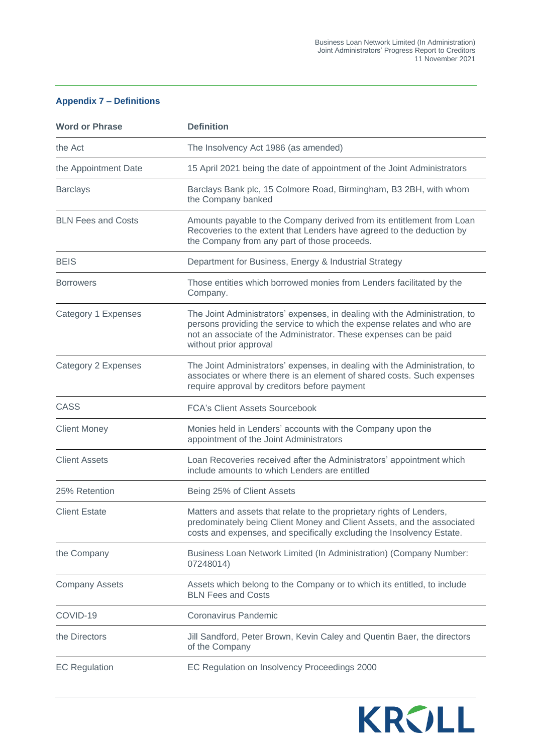## Appendix 7 – Definitions

| Word or Phrase | Definition |
|---|---|
| the Act | The Insolvency Act 1986 (as amended) |
| the Appointment Date | 15 April 2021 being the date of appointment of the Joint Administrators |
| Barclays | Barclays Bank plc, 15 Colmore Road, Birmingham, B3 2BH, with whom the Company banked |
| BLN Fees and Costs | Amounts payable to the Company derived from its entitlement from Loan Recoveries to the extent that Lenders have agreed to the deduction by the Company from any part of those proceeds. |
| BEIS | Department for Business, Energy & Industrial Strategy |
| Borrowers | Those entities which borrowed monies from Lenders facilitated by the Company. |
| Category 1 Expenses | The Joint Administrators' expenses, in dealing with the Administration, to persons providing the service to which the expense relates and who are not an associate of the Administrator. These expenses can be paid without prior approval |
| Category 2 Expenses | The Joint Administrators' expenses, in dealing with the Administration, to associates or where there is an element of shared costs. Such expenses require approval by creditors before payment |
| CASS | FCA's Client Assets Sourcebook |
| Client Money | Monies held in Lenders' accounts with the Company upon the appointment of the Joint Administrators |
| Client Assets | Loan Recoveries received after the Administrators' appointment which include amounts to which Lenders are entitled |
| 25% Retention | Being 25% of Client Assets |
| Client Estate | Matters and assets that relate to the proprietary rights of Lenders, predominately being Client Money and Client Assets, and the associated costs and expenses, and specifically excluding the Insolvency Estate. |
| the Company | Business Loan Network Limited (In Administration) (Company Number: 07248014) |
| Company Assets | Assets which belong to the Company or to which its entitled, to include BLN Fees and Costs |
| COVID-19 | Coronavirus Pandemic |
| the Directors | Jill Sandford, Peter Brown, Kevin Caley and Quentin Baer, the directors of the Company |
| EC Regulation | EC Regulation on Insolvency Proceedings 2000 |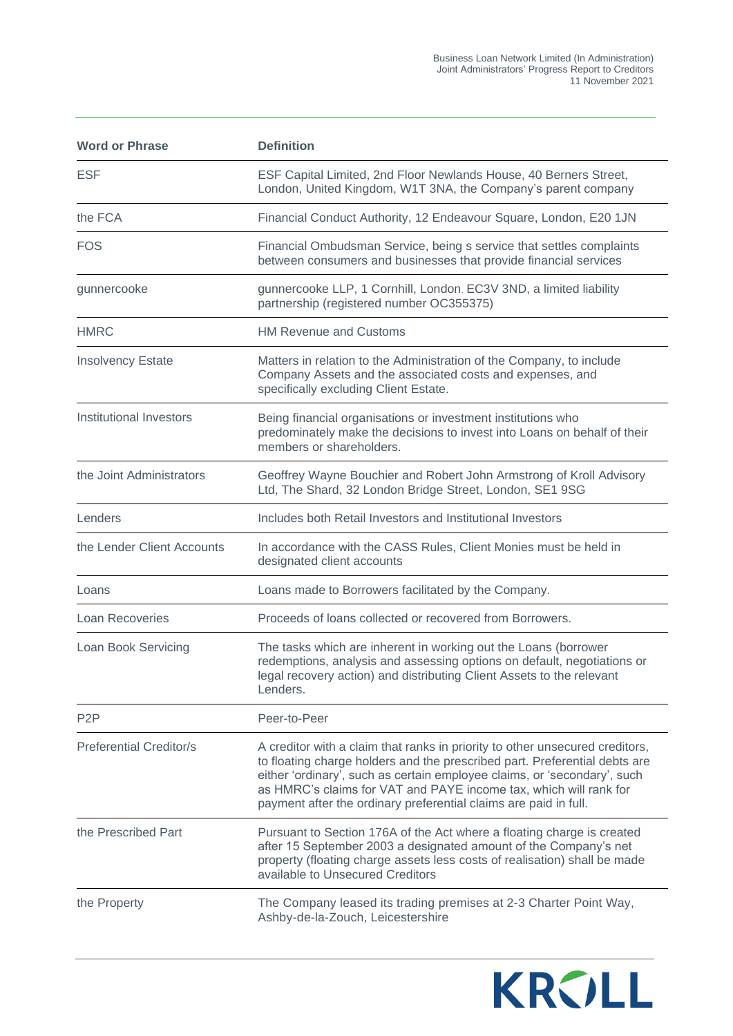| Word or Phrase | Definition |
| --- | --- |
| ESF | ESF Capital Limited, 2nd Floor Newlands House, 40 Berners Street, London, United Kingdom, W1T 3NA, the Company's parent company |
| the FCA | Financial Conduct Authority, 12 Endeavour Square, London, E20 1JN |
| FOS | Financial Ombudsman Service, being s service that settles complaints between consumers and businesses that provide financial services |
| gunnercooke | gunnercooke LLP, 1 Cornhill, London, EC3V 3ND, a limited liability partnership (registered number OC355375) |
| HMRC | HM Revenue and Customs |
| Insolvency Estate | Matters in relation to the Administration of the Company, to include Company Assets and the associated costs and expenses, and specifically excluding Client Estate. |
| Institutional Investors | Being financial organisations or investment institutions who predominately make the decisions to invest into Loans on behalf of their members or shareholders. |
| the Joint Administrators | Geoffrey Wayne Bouchier and Robert John Armstrong of Kroll Advisory Ltd, The Shard, 32 London Bridge Street, London, SE1 9SG |
| Lenders | Includes both Retail Investors and Institutional Investors |
| the Lender Client Accounts | In accordance with the CASS Rules, Client Monies must be held in designated client accounts |
| Loans | Loans made to Borrowers facilitated by the Company. |
| Loan Recoveries | Proceeds of loans collected or recovered from Borrowers. |
| Loan Book Servicing | The tasks which are inherent in working out the Loans (borrower redemptions, analysis and assessing options on default, negotiations or legal recovery action) and distributing Client Assets to the relevant Lenders. |
| P2P | Peer-to-Peer |
| Preferential Creditor/s | A creditor with a claim that ranks in priority to other unsecured creditors, to floating charge holders and the prescribed part. Preferential debts are either 'ordinary', such as certain employee claims, or 'secondary', such as HMRC's claims for VAT and PAYE income tax, which will rank for payment after the ordinary preferential claims are paid in full. |
| the Prescribed Part | Pursuant to Section 176A of the Act where a floating charge is created after 15 September 2003 a designated amount of the Company's net property (floating charge assets less costs of realisation) shall be made available to Unsecured Creditors |
| the Property | The Company leased its trading premises at 2-3 Charter Point Way, Ashby-de-la-Zouch, Leicestershire |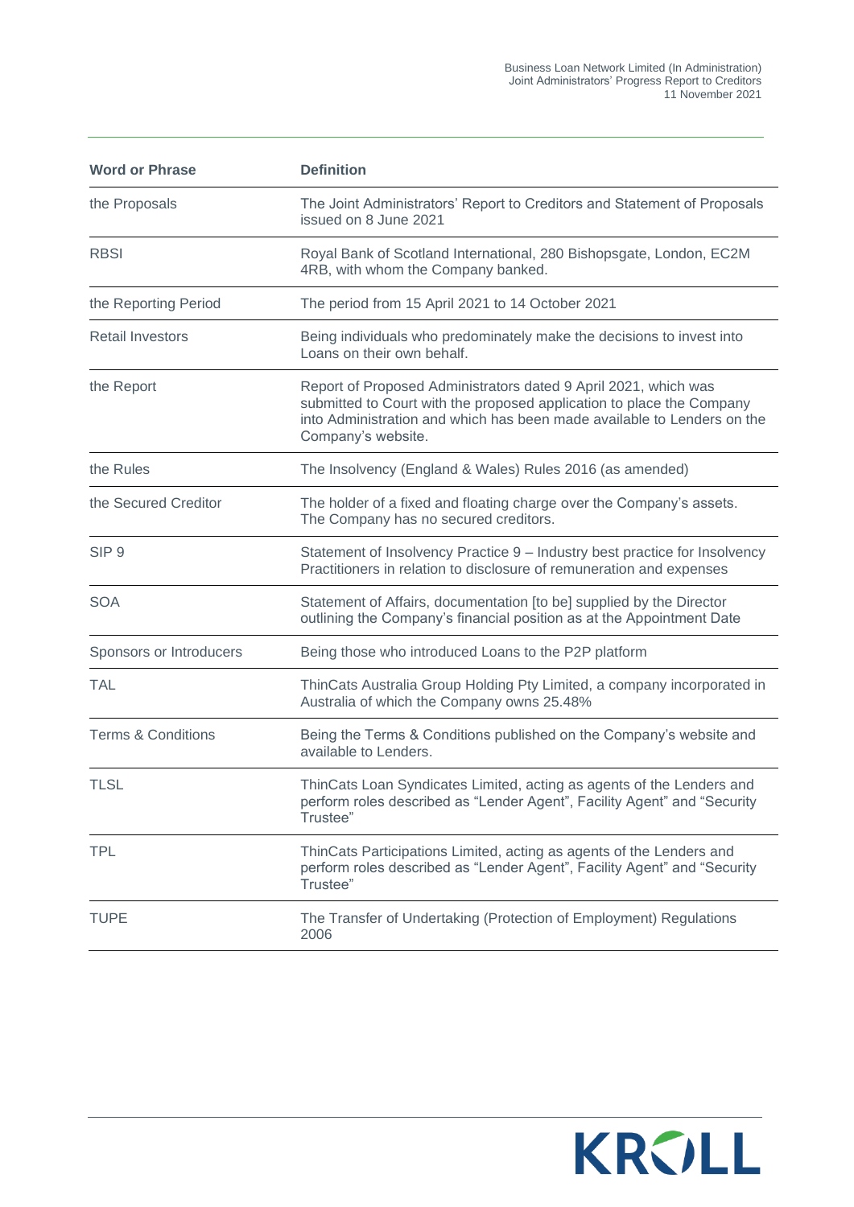| Word or Phrase | Definition |
|---|---|
| the Proposals | The Joint Administrators' Report to Creditors and Statement of Proposals issued on 8 June 2021 |
| RBSI | Royal Bank of Scotland International, 280 Bishopsgate, London, EC2M 4RB, with whom the Company banked. |
| the Reporting Period | The period from 15 April 2021 to 14 October 2021 |
| Retail Investors | Being individuals who predominately make the decisions to invest into Loans on their own behalf. |
| the Report | Report of Proposed Administrators dated 9 April 2021, which was submitted to Court with the proposed application to place the Company into Administration and which has been made available to Lenders on the Company's website. |
| the Rules | The Insolvency (England & Wales) Rules 2016 (as amended) |
| the Secured Creditor | The holder of a fixed and floating charge over the Company's assets. The Company has no secured creditors. |
| SIP 9 | Statement of Insolvency Practice 9 – Industry best practice for Insolvency Practitioners in relation to disclosure of remuneration and expenses |
| SOA | Statement of Affairs, documentation [to be] supplied by the Director outlining the Company's financial position as at the Appointment Date |
| Sponsors or Introducers | Being those who introduced Loans to the P2P platform |
| TAL | ThinCats Australia Group Holding Pty Limited, a company incorporated in Australia of which the Company owns 25.48% |
| Terms & Conditions | Being the Terms & Conditions published on the Company's website and available to Lenders. |
| TLSL | ThinCats Loan Syndicates Limited, acting as agents of the Lenders and perform roles described as "Lender Agent", Facility Agent" and "Security Trustee" |
| TPL | ThinCats Participations Limited, acting as agents of the Lenders and perform roles described as "Lender Agent", Facility Agent" and "Security Trustee" |
| TUPE | The Transfer of Undertaking (Protection of Employment) Regulations 2006 |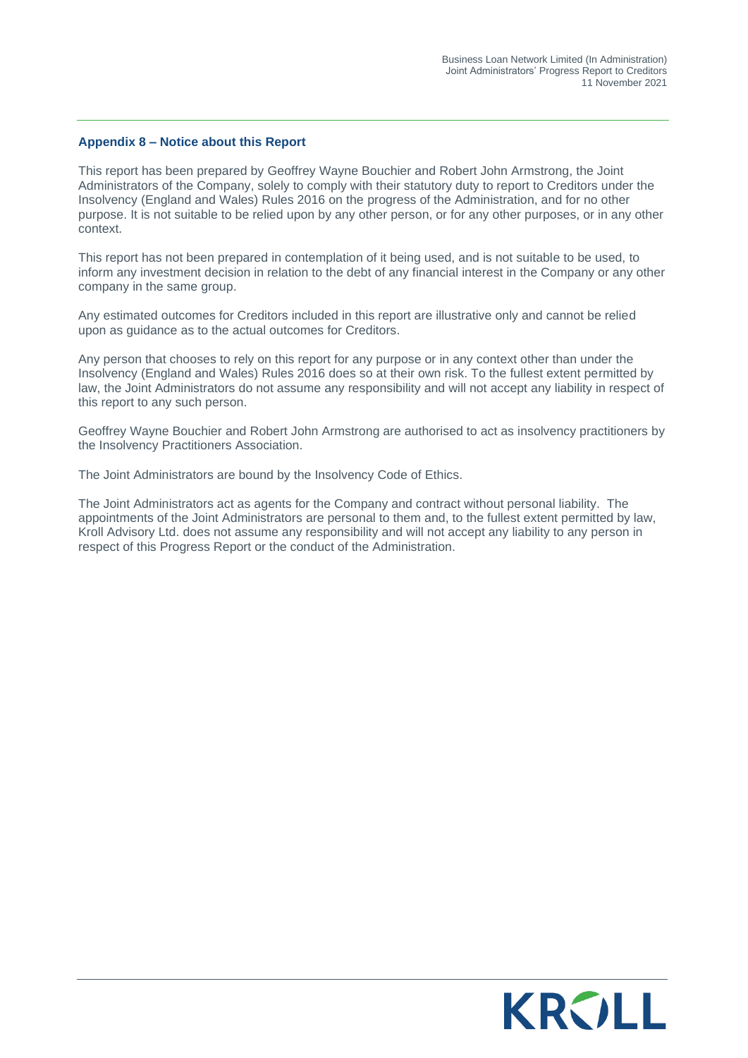### Appendix 8 – Notice about this Report

This report has been prepared by Geoffrey Wayne Bouchier and Robert John Armstrong, the Joint Administrators of the Company, solely to comply with their statutory duty to report to Creditors under the Insolvency (England and Wales) Rules 2016 on the progress of the Administration, and for no other purpose. It is not suitable to be relied upon by any other person, or for any other purposes, or in any other context.

This report has not been prepared in contemplation of it being used, and is not suitable to be used, to inform any investment decision in relation to the debt of any financial interest in the Company or any other company in the same group.

Any estimated outcomes for Creditors included in this report are illustrative only and cannot be relied upon as guidance as to the actual outcomes for Creditors.

Any person that chooses to rely on this report for any purpose or in any context other than under the Insolvency (England and Wales) Rules 2016 does so at their own risk. To the fullest extent permitted by law, the Joint Administrators do not assume any responsibility and will not accept any liability in respect of this report to any such person.

Geoffrey Wayne Bouchier and Robert John Armstrong are authorised to act as insolvency practitioners by the Insolvency Practitioners Association.

The Joint Administrators are bound by the Insolvency Code of Ethics.

The Joint Administrators act as agents for the Company and contract without personal liability. The appointments of the Joint Administrators are personal to them and, to the fullest extent permitted by law, Kroll Advisory Ltd. does not assume any responsibility and will not accept any liability to any person in respect of this Progress Report or the conduct of the Administration.